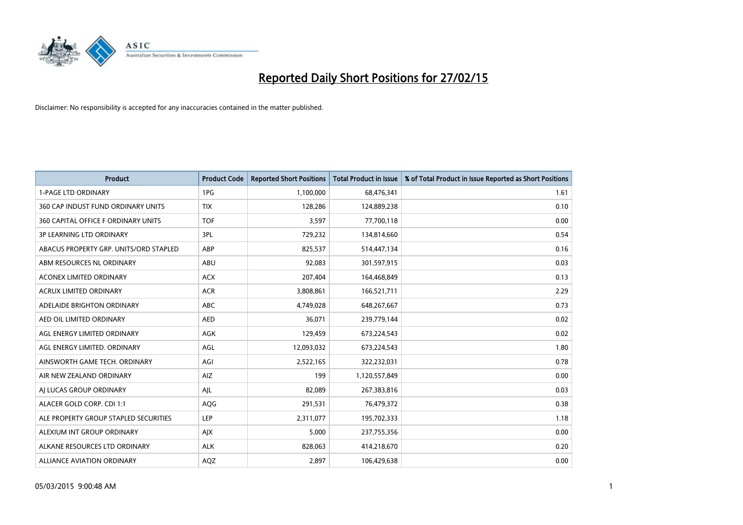# Reported Daily Short Positions for 27/02/15

Disclaimer: No responsibility is accepted for any inaccuracies contained in the matter published.

| Product | Product Code | Reported Short Positions | Total Product in Issue | % of Total Product in Issue Reported as Short Positions |
| --- | --- | --- | --- | --- |
| 1-PAGE LTD ORDINARY | 1PG | 1,100,000 | 68,476,341 | 1.61 |
| 360 CAP INDUST FUND ORDINARY UNITS | TIX | 128,286 | 124,889,238 | 0.10 |
| 360 CAPITAL OFFICE F ORDINARY UNITS | TOF | 3,597 | 77,700,118 | 0.00 |
| 3P LEARNING LTD ORDINARY | 3PL | 729,232 | 134,814,660 | 0.54 |
| ABACUS PROPERTY GRP. UNITS/ORD STAPLED | ABP | 825,537 | 514,447,134 | 0.16 |
| ABM RESOURCES NL ORDINARY | ABU | 92,083 | 301,597,915 | 0.03 |
| ACONEX LIMITED ORDINARY | ACX | 207,404 | 164,468,849 | 0.13 |
| ACRUX LIMITED ORDINARY | ACR | 3,808,861 | 166,521,711 | 2.29 |
| ADELAIDE BRIGHTON ORDINARY | ABC | 4,749,028 | 648,267,667 | 0.73 |
| AED OIL LIMITED ORDINARY | AED | 36,071 | 239,779,144 | 0.02 |
| AGL ENERGY LIMITED ORDINARY | AGK | 129,459 | 673,224,543 | 0.02 |
| AGL ENERGY LIMITED. ORDINARY | AGL | 12,093,032 | 673,224,543 | 1.80 |
| AINSWORTH GAME TECH. ORDINARY | AGI | 2,522,165 | 322,232,031 | 0.78 |
| AIR NEW ZEALAND ORDINARY | AIZ | 199 | 1,120,557,849 | 0.00 |
| AJ LUCAS GROUP ORDINARY | AJL | 82,089 | 267,383,816 | 0.03 |
| ALACER GOLD CORP. CDI 1:1 | AQG | 291,531 | 76,479,372 | 0.38 |
| ALE PROPERTY GROUP STAPLED SECURITIES | LEP | 2,311,077 | 195,702,333 | 1.18 |
| ALEXIUM INT GROUP ORDINARY | AJX | 5,000 | 237,755,356 | 0.00 |
| ALKANE RESOURCES LTD ORDINARY | ALK | 828,063 | 414,218,670 | 0.20 |
| ALLIANCE AVIATION ORDINARY | AQZ | 2,897 | 106,429,638 | 0.00 |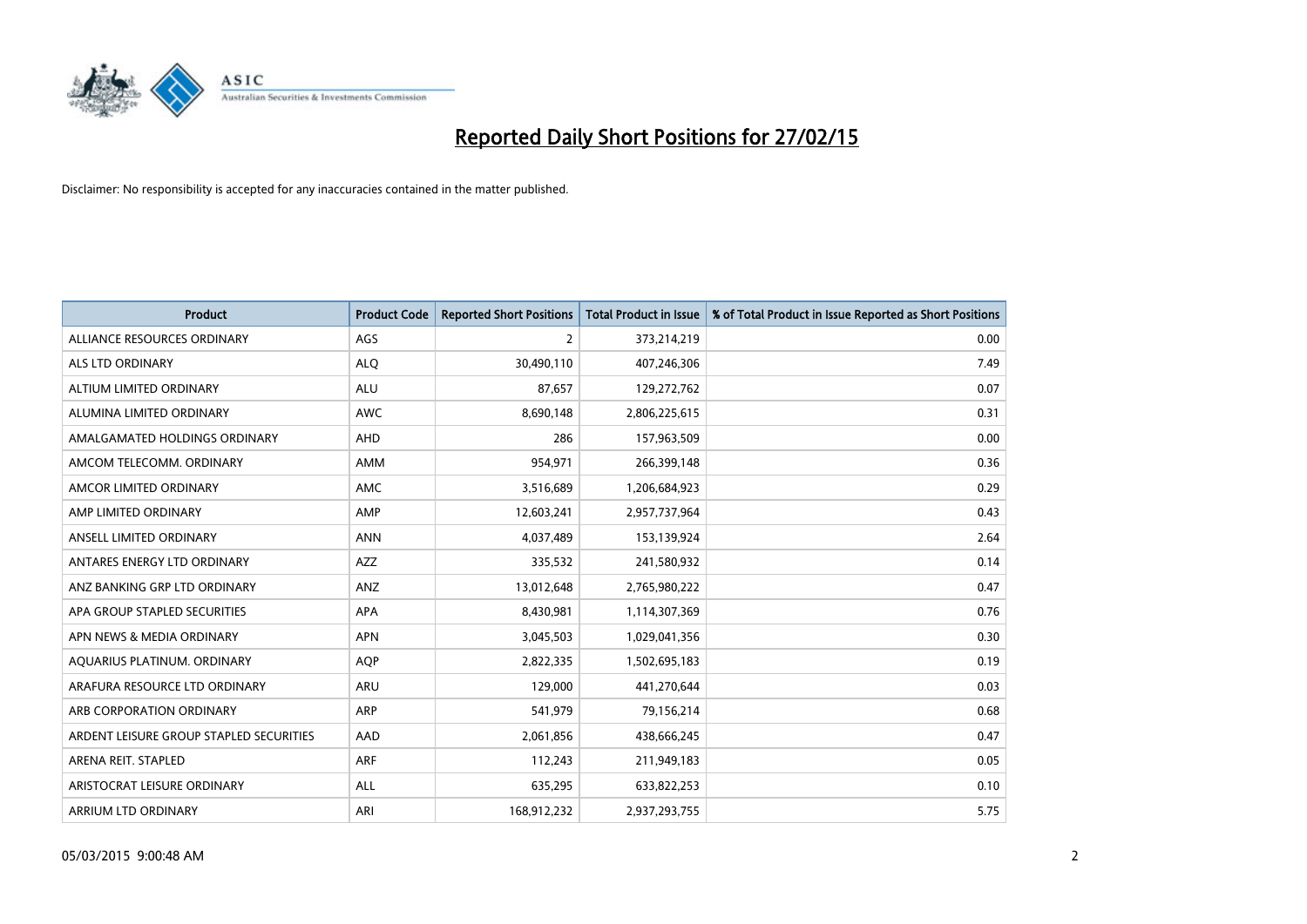# Reported Daily Short Positions for 27/02/15

Disclaimer: No responsibility is accepted for any inaccuracies contained in the matter published.

| Product | Product Code | Reported Short Positions | Total Product in Issue | % of Total Product in Issue Reported as Short Positions |
|---|---|---|---|---|
| ALLIANCE RESOURCES ORDINARY | AGS | 2 | 373,214,219 | 0.00 |
| ALS LTD ORDINARY | ALQ | 30,490,110 | 407,246,306 | 7.49 |
| ALTIUM LIMITED ORDINARY | ALU | 87,657 | 129,272,762 | 0.07 |
| ALUMINA LIMITED ORDINARY | AWC | 8,690,148 | 2,806,225,615 | 0.31 |
| AMALGAMATED HOLDINGS ORDINARY | AHD | 286 | 157,963,509 | 0.00 |
| AMCOM TELECOMM. ORDINARY | AMM | 954,971 | 266,399,148 | 0.36 |
| AMCOR LIMITED ORDINARY | AMC | 3,516,689 | 1,206,684,923 | 0.29 |
| AMP LIMITED ORDINARY | AMP | 12,603,241 | 2,957,737,964 | 0.43 |
| ANSELL LIMITED ORDINARY | ANN | 4,037,489 | 153,139,924 | 2.64 |
| ANTARES ENERGY LTD ORDINARY | AZZ | 335,532 | 241,580,932 | 0.14 |
| ANZ BANKING GRP LTD ORDINARY | ANZ | 13,012,648 | 2,765,980,222 | 0.47 |
| APA GROUP STAPLED SECURITIES | APA | 8,430,981 | 1,114,307,369 | 0.76 |
| APN NEWS & MEDIA ORDINARY | APN | 3,045,503 | 1,029,041,356 | 0.30 |
| AQUARIUS PLATINUM. ORDINARY | AQP | 2,822,335 | 1,502,695,183 | 0.19 |
| ARAFURA RESOURCE LTD ORDINARY | ARU | 129,000 | 441,270,644 | 0.03 |
| ARB CORPORATION ORDINARY | ARP | 541,979 | 79,156,214 | 0.68 |
| ARDENT LEISURE GROUP STAPLED SECURITIES | AAD | 2,061,856 | 438,666,245 | 0.47 |
| ARENA REIT. STAPLED | ARF | 112,243 | 211,949,183 | 0.05 |
| ARISTOCRAT LEISURE ORDINARY | ALL | 635,295 | 633,822,253 | 0.10 |
| ARRIUM LTD ORDINARY | ARI | 168,912,232 | 2,937,293,755 | 5.75 |

05/03/2015 9:00:48 AM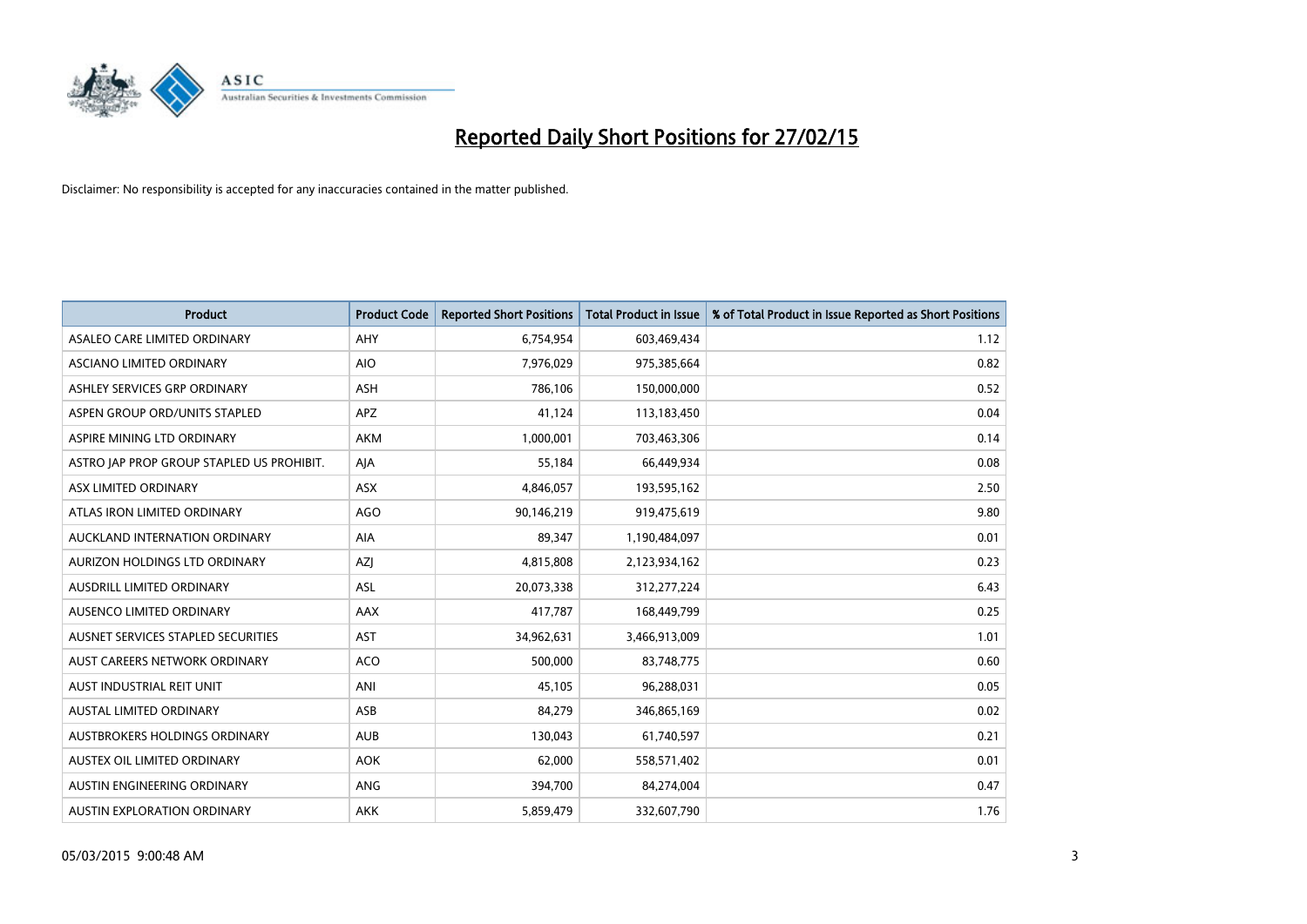# Reported Daily Short Positions for 27/02/15

Disclaimer: No responsibility is accepted for any inaccuracies contained in the matter published.

| Product | Product Code | Reported Short Positions | Total Product in Issue | % of Total Product in Issue Reported as Short Positions |
|---|---|---|---|---|
| ASALEO CARE LIMITED ORDINARY | AHY | 6,754,954 | 603,469,434 | 1.12 |
| ASCIANO LIMITED ORDINARY | AIO | 7,976,029 | 975,385,664 | 0.82 |
| ASHLEY SERVICES GRP ORDINARY | ASH | 786,106 | 150,000,000 | 0.52 |
| ASPEN GROUP ORD/UNITS STAPLED | APZ | 41,124 | 113,183,450 | 0.04 |
| ASPIRE MINING LTD ORDINARY | AKM | 1,000,001 | 703,463,306 | 0.14 |
| ASTRO JAP PROP GROUP STAPLED US PROHIBIT. | AJA | 55,184 | 66,449,934 | 0.08 |
| ASX LIMITED ORDINARY | ASX | 4,846,057 | 193,595,162 | 2.50 |
| ATLAS IRON LIMITED ORDINARY | AGO | 90,146,219 | 919,475,619 | 9.80 |
| AUCKLAND INTERNATION ORDINARY | AIA | 89,347 | 1,190,484,097 | 0.01 |
| AURIZON HOLDINGS LTD ORDINARY | AZJ | 4,815,808 | 2,123,934,162 | 0.23 |
| AUSDRILL LIMITED ORDINARY | ASL | 20,073,338 | 312,277,224 | 6.43 |
| AUSENCO LIMITED ORDINARY | AAX | 417,787 | 168,449,799 | 0.25 |
| AUSNET SERVICES STAPLED SECURITIES | AST | 34,962,631 | 3,466,913,009 | 1.01 |
| AUST CAREERS NETWORK ORDINARY | ACO | 500,000 | 83,748,775 | 0.60 |
| AUST INDUSTRIAL REIT UNIT | ANI | 45,105 | 96,288,031 | 0.05 |
| AUSTAL LIMITED ORDINARY | ASB | 84,279 | 346,865,169 | 0.02 |
| AUSTBROKERS HOLDINGS ORDINARY | AUB | 130,043 | 61,740,597 | 0.21 |
| AUSTEX OIL LIMITED ORDINARY | AOK | 62,000 | 558,571,402 | 0.01 |
| AUSTIN ENGINEERING ORDINARY | ANG | 394,700 | 84,274,004 | 0.47 |
| AUSTIN EXPLORATION ORDINARY | AKK | 5,859,479 | 332,607,790 | 1.76 |

05/03/2015 9:00:48 AM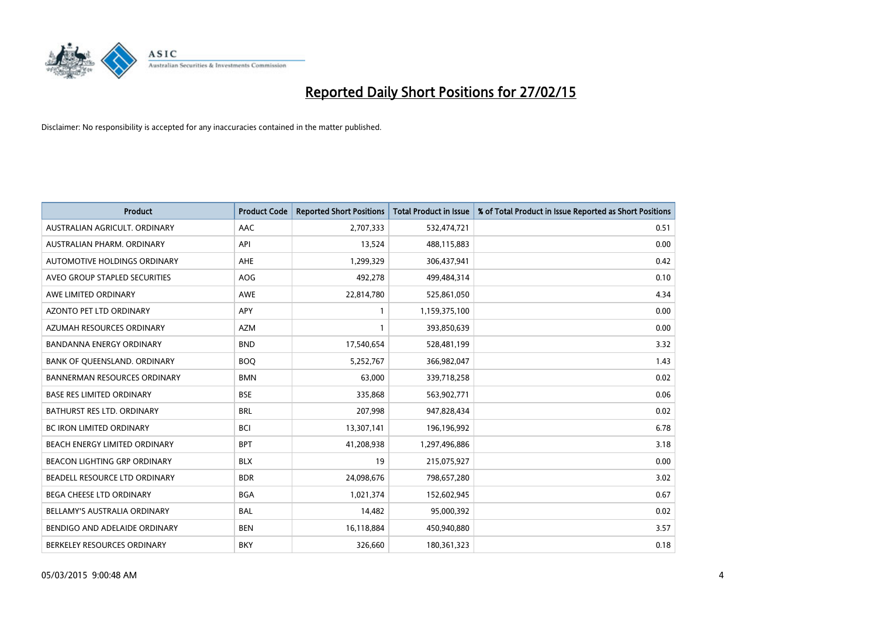# Reported Daily Short Positions for 27/02/15

Disclaimer: No responsibility is accepted for any inaccuracies contained in the matter published.

| Product | Product Code | Reported Short Positions | Total Product in Issue | % of Total Product in Issue Reported as Short Positions |
|---|---|---|---|---|
| AUSTRALIAN AGRICULT. ORDINARY | AAC | 2,707,333 | 532,474,721 | 0.51 |
| AUSTRALIAN PHARM. ORDINARY | API | 13,524 | 488,115,883 | 0.00 |
| AUTOMOTIVE HOLDINGS ORDINARY | AHE | 1,299,329 | 306,437,941 | 0.42 |
| AVEO GROUP STAPLED SECURITIES | AOG | 492,278 | 499,484,314 | 0.10 |
| AWE LIMITED ORDINARY | AWE | 22,814,780 | 525,861,050 | 4.34 |
| AZONTO PET LTD ORDINARY | APY | 1 | 1,159,375,100 | 0.00 |
| AZUMAH RESOURCES ORDINARY | AZM | 1 | 393,850,639 | 0.00 |
| BANDANNA ENERGY ORDINARY | BND | 17,540,654 | 528,481,199 | 3.32 |
| BANK OF QUEENSLAND. ORDINARY | BOQ | 5,252,767 | 366,982,047 | 1.43 |
| BANNERMAN RESOURCES ORDINARY | BMN | 63,000 | 339,718,258 | 0.02 |
| BASE RES LIMITED ORDINARY | BSE | 335,868 | 563,902,771 | 0.06 |
| BATHURST RES LTD. ORDINARY | BRL | 207,998 | 947,828,434 | 0.02 |
| BC IRON LIMITED ORDINARY | BCI | 13,307,141 | 196,196,992 | 6.78 |
| BEACH ENERGY LIMITED ORDINARY | BPT | 41,208,938 | 1,297,496,886 | 3.18 |
| BEACON LIGHTING GRP ORDINARY | BLX | 19 | 215,075,927 | 0.00 |
| BEADELL RESOURCE LTD ORDINARY | BDR | 24,098,676 | 798,657,280 | 3.02 |
| BEGA CHEESE LTD ORDINARY | BGA | 1,021,374 | 152,602,945 | 0.67 |
| BELLAMY'S AUSTRALIA ORDINARY | BAL | 14,482 | 95,000,392 | 0.02 |
| BENDIGO AND ADELAIDE ORDINARY | BEN | 16,118,884 | 450,940,880 | 3.57 |
| BERKELEY RESOURCES ORDINARY | BKY | 326,660 | 180,361,323 | 0.18 |

05/03/2015 9:00:48 AM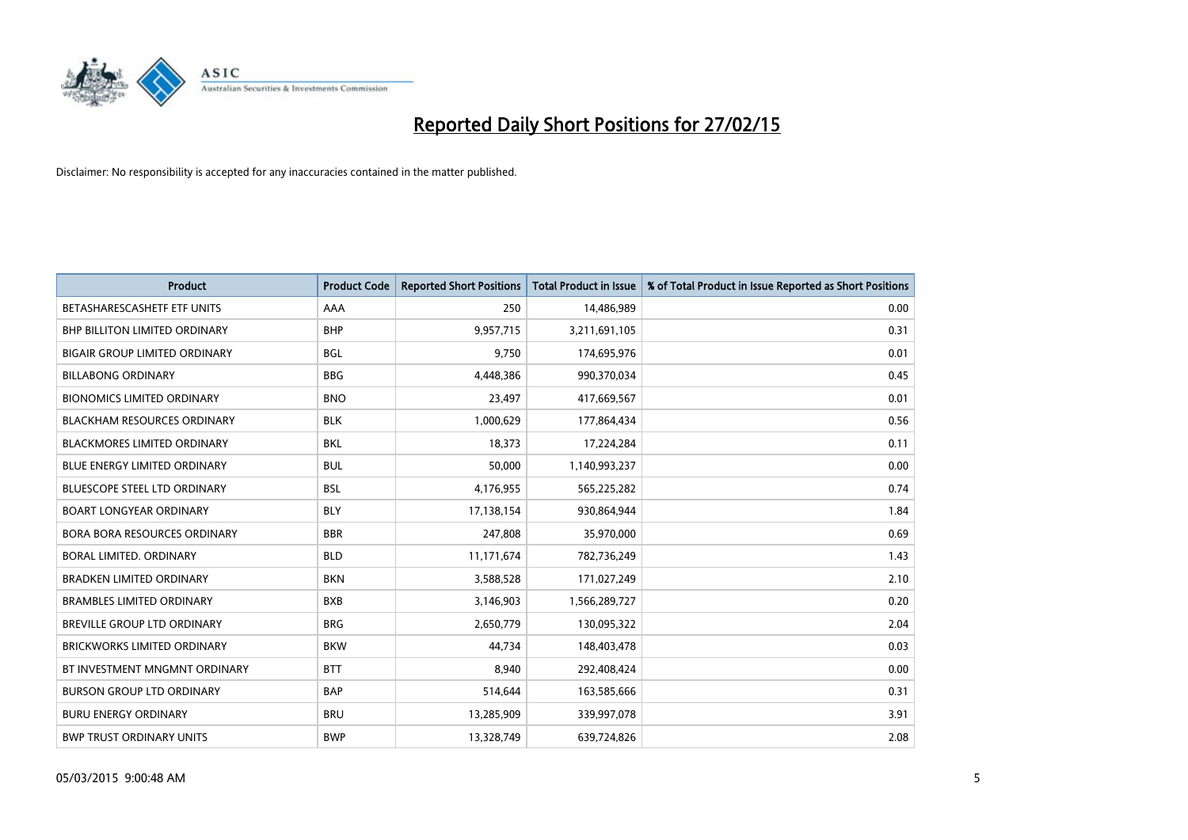# Reported Daily Short Positions for 27/02/15

Disclaimer: No responsibility is accepted for any inaccuracies contained in the matter published.

| Product | Product Code | Reported Short Positions | Total Product in Issue | % of Total Product in Issue Reported as Short Positions |
|---|---|---|---|---|
| BETASHARESCASHETF ETF UNITS | AAA | 250 | 14,486,989 | 0.00 |
| BHP BILLITON LIMITED ORDINARY | BHP | 9,957,715 | 3,211,691,105 | 0.31 |
| BIGAIR GROUP LIMITED ORDINARY | BGL | 9,750 | 174,695,976 | 0.01 |
| BILLABONG ORDINARY | BBG | 4,448,386 | 990,370,034 | 0.45 |
| BIONOMICS LIMITED ORDINARY | BNO | 23,497 | 417,669,567 | 0.01 |
| BLACKHAM RESOURCES ORDINARY | BLK | 1,000,629 | 177,864,434 | 0.56 |
| BLACKMORES LIMITED ORDINARY | BKL | 18,373 | 17,224,284 | 0.11 |
| BLUE ENERGY LIMITED ORDINARY | BUL | 50,000 | 1,140,993,237 | 0.00 |
| BLUESCOPE STEEL LTD ORDINARY | BSL | 4,176,955 | 565,225,282 | 0.74 |
| BOART LONGYEAR ORDINARY | BLY | 17,138,154 | 930,864,944 | 1.84 |
| BORA BORA RESOURCES ORDINARY | BBR | 247,808 | 35,970,000 | 0.69 |
| BORAL LIMITED. ORDINARY | BLD | 11,171,674 | 782,736,249 | 1.43 |
| BRADKEN LIMITED ORDINARY | BKN | 3,588,528 | 171,027,249 | 2.10 |
| BRAMBLES LIMITED ORDINARY | BXB | 3,146,903 | 1,566,289,727 | 0.20 |
| BREVILLE GROUP LTD ORDINARY | BRG | 2,650,779 | 130,095,322 | 2.04 |
| BRICKWORKS LIMITED ORDINARY | BKW | 44,734 | 148,403,478 | 0.03 |
| BT INVESTMENT MNGMNT ORDINARY | BTT | 8,940 | 292,408,424 | 0.00 |
| BURSON GROUP LTD ORDINARY | BAP | 514,644 | 163,585,666 | 0.31 |
| BURU ENERGY ORDINARY | BRU | 13,285,909 | 339,997,078 | 3.91 |
| BWP TRUST ORDINARY UNITS | BWP | 13,328,749 | 639,724,826 | 2.08 |

05/03/2015 9:00:48 AM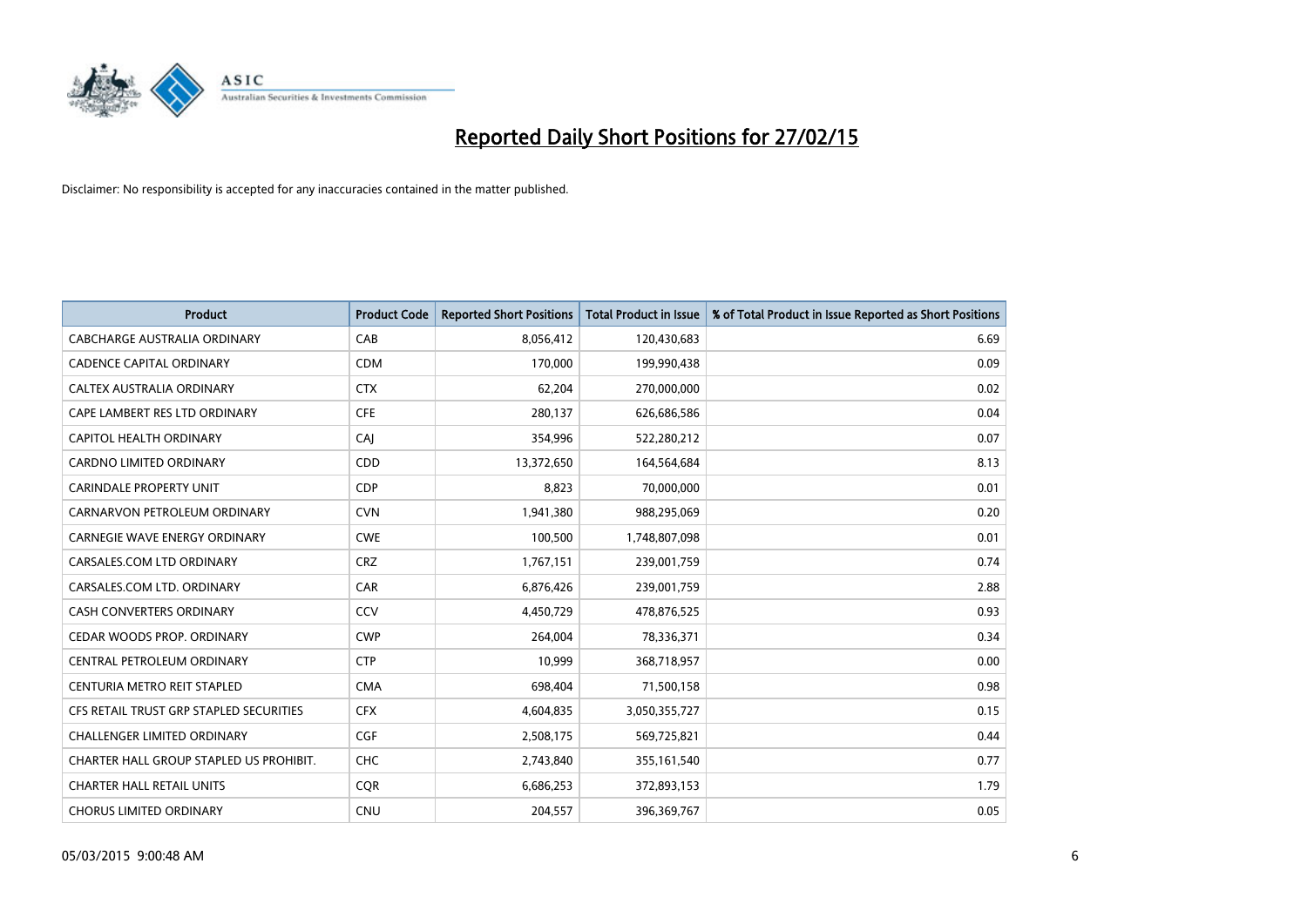# Reported Daily Short Positions for 27/02/15

Disclaimer: No responsibility is accepted for any inaccuracies contained in the matter published.

| Product | Product Code | Reported Short Positions | Total Product in Issue | % of Total Product in Issue Reported as Short Positions |
|---|---|---|---|---|
| CABCHARGE AUSTRALIA ORDINARY | CAB | 8,056,412 | 120,430,683 | 6.69 |
| CADENCE CAPITAL ORDINARY | CDM | 170,000 | 199,990,438 | 0.09 |
| CALTEX AUSTRALIA ORDINARY | CTX | 62,204 | 270,000,000 | 0.02 |
| CAPE LAMBERT RES LTD ORDINARY | CFE | 280,137 | 626,686,586 | 0.04 |
| CAPITOL HEALTH ORDINARY | CAJ | 354,996 | 522,280,212 | 0.07 |
| CARDNO LIMITED ORDINARY | CDD | 13,372,650 | 164,564,684 | 8.13 |
| CARINDALE PROPERTY UNIT | CDP | 8,823 | 70,000,000 | 0.01 |
| CARNARVON PETROLEUM ORDINARY | CVN | 1,941,380 | 988,295,069 | 0.20 |
| CARNEGIE WAVE ENERGY ORDINARY | CWE | 100,500 | 1,748,807,098 | 0.01 |
| CARSALES.COM LTD ORDINARY | CRZ | 1,767,151 | 239,001,759 | 0.74 |
| CARSALES.COM LTD. ORDINARY | CAR | 6,876,426 | 239,001,759 | 2.88 |
| CASH CONVERTERS ORDINARY | CCV | 4,450,729 | 478,876,525 | 0.93 |
| CEDAR WOODS PROP. ORDINARY | CWP | 264,004 | 78,336,371 | 0.34 |
| CENTRAL PETROLEUM ORDINARY | CTP | 10,999 | 368,718,957 | 0.00 |
| CENTURIA METRO REIT STAPLED | CMA | 698,404 | 71,500,158 | 0.98 |
| CFS RETAIL TRUST GRP STAPLED SECURITIES | CFX | 4,604,835 | 3,050,355,727 | 0.15 |
| CHALLENGER LIMITED ORDINARY | CGF | 2,508,175 | 569,725,821 | 0.44 |
| CHARTER HALL GROUP STAPLED US PROHIBIT. | CHC | 2,743,840 | 355,161,540 | 0.77 |
| CHARTER HALL RETAIL UNITS | CQR | 6,686,253 | 372,893,153 | 1.79 |
| CHORUS LIMITED ORDINARY | CNU | 204,557 | 396,369,767 | 0.05 |

05/03/2015 9:00:48 AM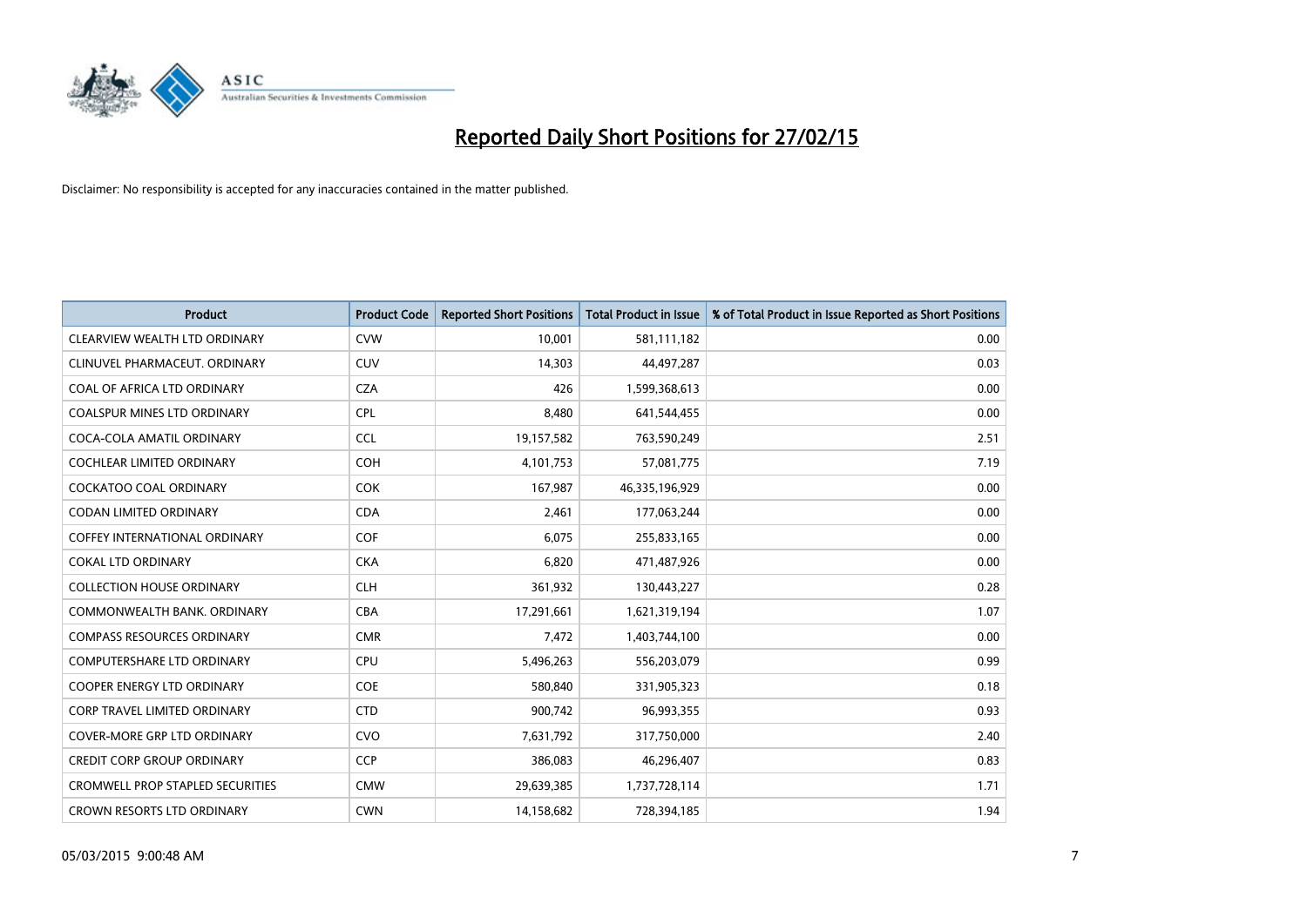# Reported Daily Short Positions for 27/02/15

Disclaimer: No responsibility is accepted for any inaccuracies contained in the matter published.

| Product | Product Code | Reported Short Positions | Total Product in Issue | % of Total Product in Issue Reported as Short Positions |
|---|---|---|---|---|
| CLEARVIEW WEALTH LTD ORDINARY | CVW | 10,001 | 581,111,182 | 0.00 |
| CLINUVEL PHARMACEUT. ORDINARY | CUV | 14,303 | 44,497,287 | 0.03 |
| COAL OF AFRICA LTD ORDINARY | CZA | 426 | 1,599,368,613 | 0.00 |
| COALSPUR MINES LTD ORDINARY | CPL | 8,480 | 641,544,455 | 0.00 |
| COCA-COLA AMATIL ORDINARY | CCL | 19,157,582 | 763,590,249 | 2.51 |
| COCHLEAR LIMITED ORDINARY | COH | 4,101,753 | 57,081,775 | 7.19 |
| COCKATOO COAL ORDINARY | COK | 167,987 | 46,335,196,929 | 0.00 |
| CODAN LIMITED ORDINARY | CDA | 2,461 | 177,063,244 | 0.00 |
| COFFEY INTERNATIONAL ORDINARY | COF | 6,075 | 255,833,165 | 0.00 |
| COKAL LTD ORDINARY | CKA | 6,820 | 471,487,926 | 0.00 |
| COLLECTION HOUSE ORDINARY | CLH | 361,932 | 130,443,227 | 0.28 |
| COMMONWEALTH BANK. ORDINARY | CBA | 17,291,661 | 1,621,319,194 | 1.07 |
| COMPASS RESOURCES ORDINARY | CMR | 7,472 | 1,403,744,100 | 0.00 |
| COMPUTERSHARE LTD ORDINARY | CPU | 5,496,263 | 556,203,079 | 0.99 |
| COOPER ENERGY LTD ORDINARY | COE | 580,840 | 331,905,323 | 0.18 |
| CORP TRAVEL LIMITED ORDINARY | CTD | 900,742 | 96,993,355 | 0.93 |
| COVER-MORE GRP LTD ORDINARY | CVO | 7,631,792 | 317,750,000 | 2.40 |
| CREDIT CORP GROUP ORDINARY | CCP | 386,083 | 46,296,407 | 0.83 |
| CROMWELL PROP STAPLED SECURITIES | CMW | 29,639,385 | 1,737,728,114 | 1.71 |
| CROWN RESORTS LTD ORDINARY | CWN | 14,158,682 | 728,394,185 | 1.94 |

05/03/2015 9:00:48 AM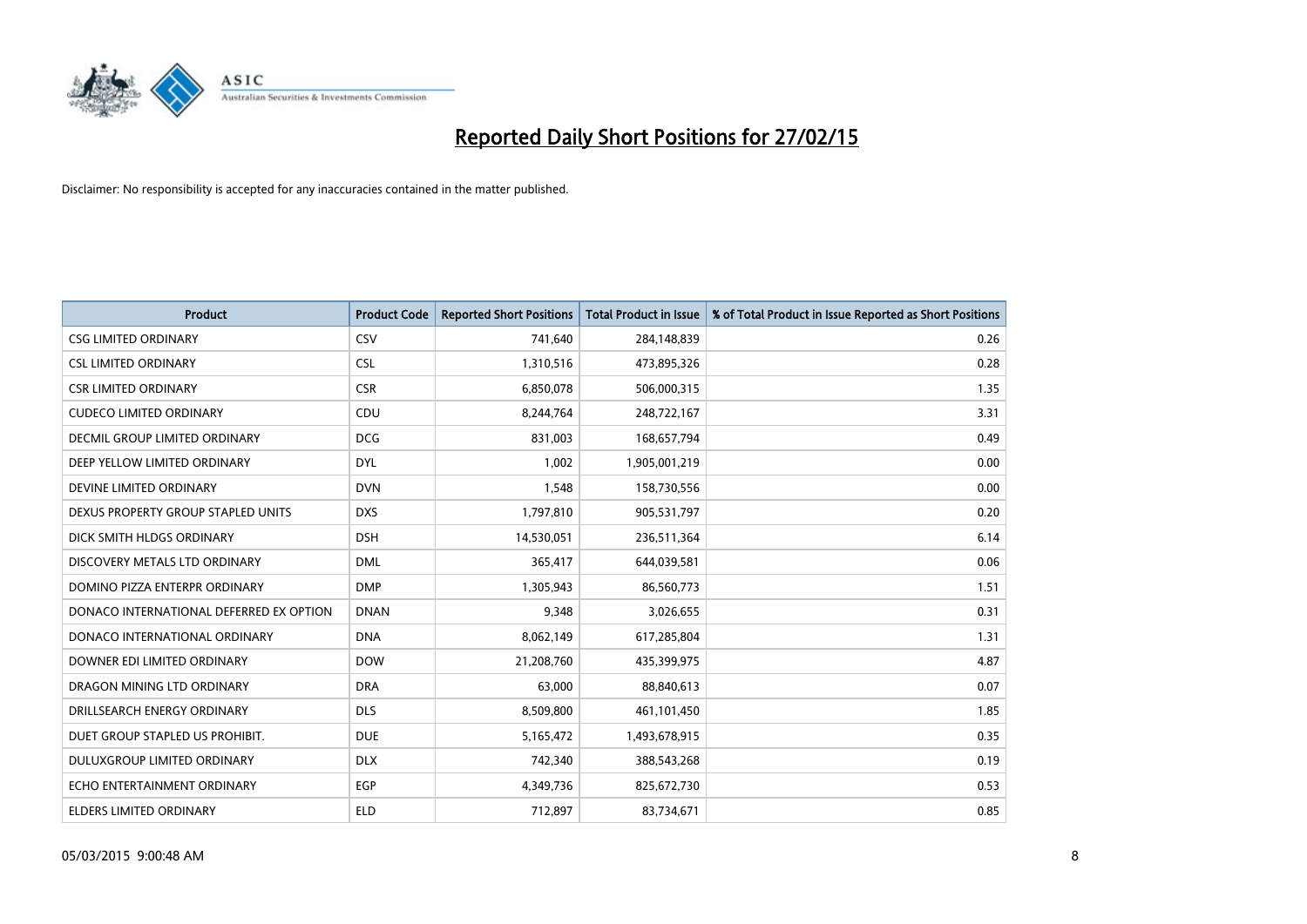# Reported Daily Short Positions for 27/02/15

Disclaimer: No responsibility is accepted for any inaccuracies contained in the matter published.

| Product | Product Code | Reported Short Positions | Total Product in Issue | % of Total Product in Issue Reported as Short Positions |
|---|---|---|---|---|
| CSG LIMITED ORDINARY | CSV | 741,640 | 284,148,839 | 0.26 |
| CSL LIMITED ORDINARY | CSL | 1,310,516 | 473,895,326 | 0.28 |
| CSR LIMITED ORDINARY | CSR | 6,850,078 | 506,000,315 | 1.35 |
| CUDECO LIMITED ORDINARY | CDU | 8,244,764 | 248,722,167 | 3.31 |
| DECMIL GROUP LIMITED ORDINARY | DCG | 831,003 | 168,657,794 | 0.49 |
| DEEP YELLOW LIMITED ORDINARY | DYL | 1,002 | 1,905,001,219 | 0.00 |
| DEVINE LIMITED ORDINARY | DVN | 1,548 | 158,730,556 | 0.00 |
| DEXUS PROPERTY GROUP STAPLED UNITS | DXS | 1,797,810 | 905,531,797 | 0.20 |
| DICK SMITH HLDGS ORDINARY | DSH | 14,530,051 | 236,511,364 | 6.14 |
| DISCOVERY METALS LTD ORDINARY | DML | 365,417 | 644,039,581 | 0.06 |
| DOMINO PIZZA ENTERPR ORDINARY | DMP | 1,305,943 | 86,560,773 | 1.51 |
| DONACO INTERNATIONAL DEFERRED EX OPTION | DNAN | 9,348 | 3,026,655 | 0.31 |
| DONACO INTERNATIONAL ORDINARY | DNA | 8,062,149 | 617,285,804 | 1.31 |
| DOWNER EDI LIMITED ORDINARY | DOW | 21,208,760 | 435,399,975 | 4.87 |
| DRAGON MINING LTD ORDINARY | DRA | 63,000 | 88,840,613 | 0.07 |
| DRILLSEARCH ENERGY ORDINARY | DLS | 8,509,800 | 461,101,450 | 1.85 |
| DUET GROUP STAPLED US PROHIBIT. | DUE | 5,165,472 | 1,493,678,915 | 0.35 |
| DULUXGROUP LIMITED ORDINARY | DLX | 742,340 | 388,543,268 | 0.19 |
| ECHO ENTERTAINMENT ORDINARY | EGP | 4,349,736 | 825,672,730 | 0.53 |
| ELDERS LIMITED ORDINARY | ELD | 712,897 | 83,734,671 | 0.85 |

05/03/2015 9:00:48 AM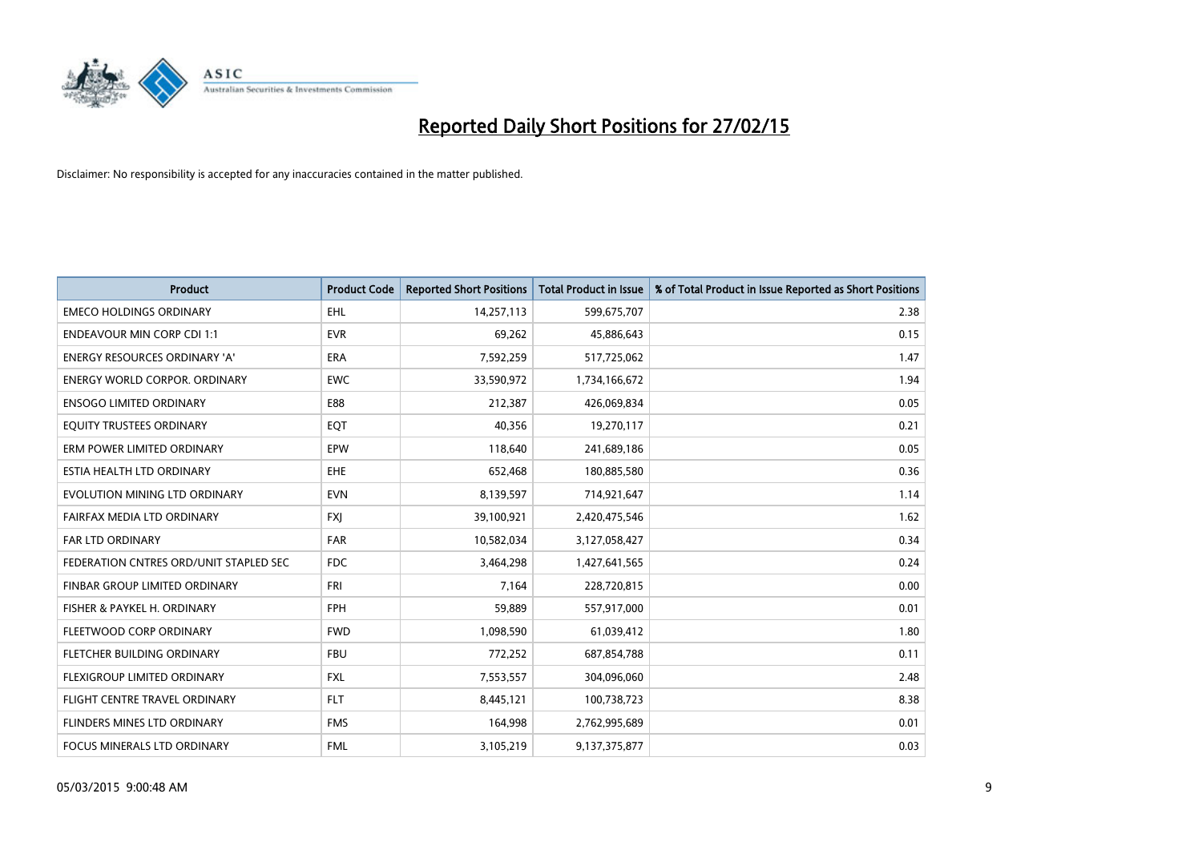# Reported Daily Short Positions for 27/02/15

Disclaimer: No responsibility is accepted for any inaccuracies contained in the matter published.

| Product | Product Code | Reported Short Positions | Total Product in Issue | % of Total Product in Issue Reported as Short Positions |
|---|---|---|---|---|
| EMECO HOLDINGS ORDINARY | EHL | 14,257,113 | 599,675,707 | 2.38 |
| ENDEAVOUR MIN CORP CDI 1:1 | EVR | 69,262 | 45,886,643 | 0.15 |
| ENERGY RESOURCES ORDINARY 'A' | ERA | 7,592,259 | 517,725,062 | 1.47 |
| ENERGY WORLD CORPOR. ORDINARY | EWC | 33,590,972 | 1,734,166,672 | 1.94 |
| ENSOGO LIMITED ORDINARY | E88 | 212,387 | 426,069,834 | 0.05 |
| EQUITY TRUSTEES ORDINARY | EQT | 40,356 | 19,270,117 | 0.21 |
| ERM POWER LIMITED ORDINARY | EPW | 118,640 | 241,689,186 | 0.05 |
| ESTIA HEALTH LTD ORDINARY | EHE | 652,468 | 180,885,580 | 0.36 |
| EVOLUTION MINING LTD ORDINARY | EVN | 8,139,597 | 714,921,647 | 1.14 |
| FAIRFAX MEDIA LTD ORDINARY | FXJ | 39,100,921 | 2,420,475,546 | 1.62 |
| FAR LTD ORDINARY | FAR | 10,582,034 | 3,127,058,427 | 0.34 |
| FEDERATION CNTRES ORD/UNIT STAPLED SEC | FDC | 3,464,298 | 1,427,641,565 | 0.24 |
| FINBAR GROUP LIMITED ORDINARY | FRI | 7,164 | 228,720,815 | 0.00 |
| FISHER & PAYKEL H. ORDINARY | FPH | 59,889 | 557,917,000 | 0.01 |
| FLEETWOOD CORP ORDINARY | FWD | 1,098,590 | 61,039,412 | 1.80 |
| FLETCHER BUILDING ORDINARY | FBU | 772,252 | 687,854,788 | 0.11 |
| FLEXIGROUP LIMITED ORDINARY | FXL | 7,553,557 | 304,096,060 | 2.48 |
| FLIGHT CENTRE TRAVEL ORDINARY | FLT | 8,445,121 | 100,738,723 | 8.38 |
| FLINDERS MINES LTD ORDINARY | FMS | 164,998 | 2,762,995,689 | 0.01 |
| FOCUS MINERALS LTD ORDINARY | FML | 3,105,219 | 9,137,375,877 | 0.03 |

05/03/2015 9:00:48 AM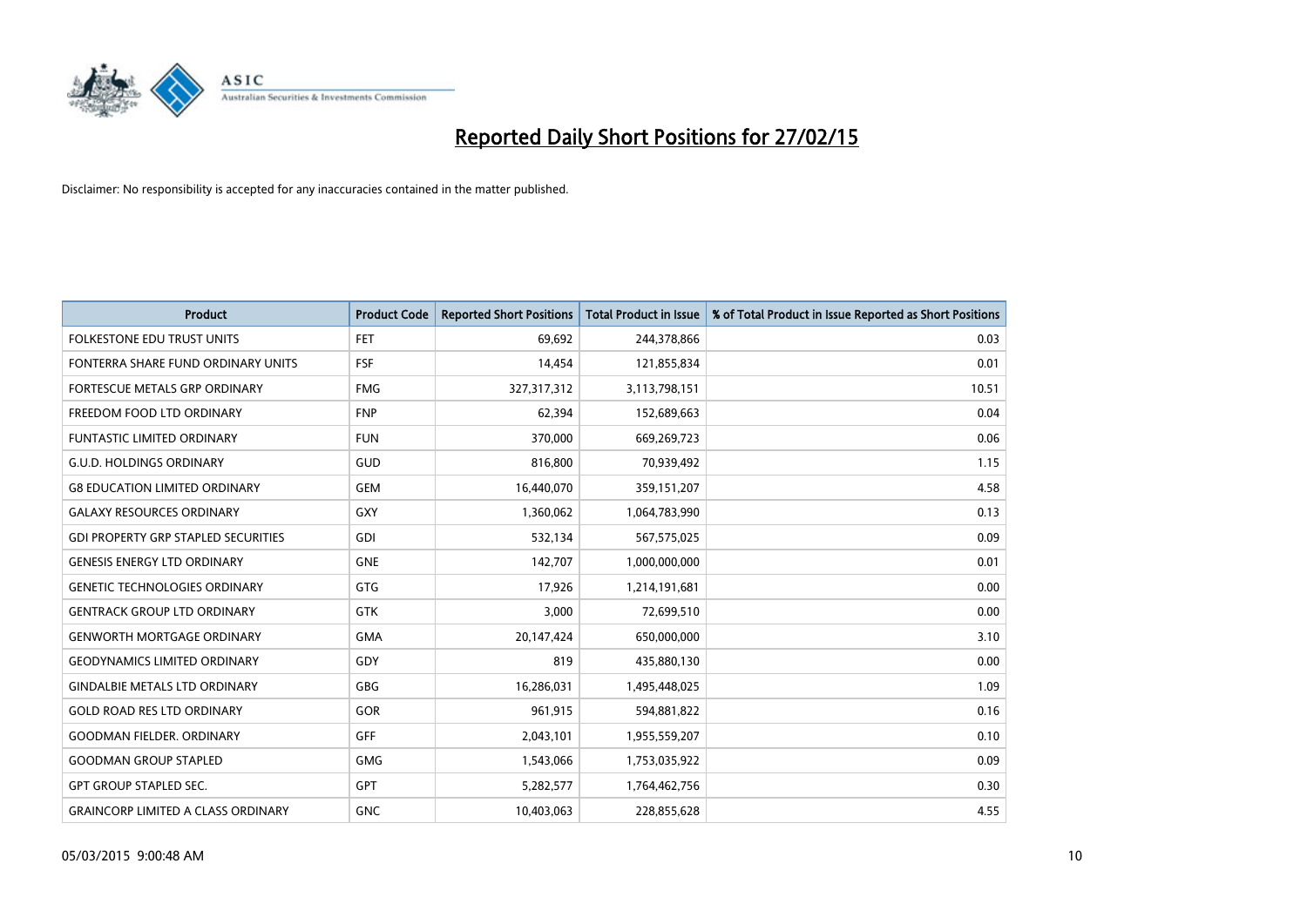# Reported Daily Short Positions for 27/02/15

Disclaimer: No responsibility is accepted for any inaccuracies contained in the matter published.

| Product | Product Code | Reported Short Positions | Total Product in Issue | % of Total Product in Issue Reported as Short Positions |
|---|---|---|---|---|
| FOLKESTONE EDU TRUST UNITS | FET | 69,692 | 244,378,866 | 0.03 |
| FONTERRA SHARE FUND ORDINARY UNITS | FSF | 14,454 | 121,855,834 | 0.01 |
| FORTESCUE METALS GRP ORDINARY | FMG | 327,317,312 | 3,113,798,151 | 10.51 |
| FREEDOM FOOD LTD ORDINARY | FNP | 62,394 | 152,689,663 | 0.04 |
| FUNTASTIC LIMITED ORDINARY | FUN | 370,000 | 669,269,723 | 0.06 |
| G.U.D. HOLDINGS ORDINARY | GUD | 816,800 | 70,939,492 | 1.15 |
| G8 EDUCATION LIMITED ORDINARY | GEM | 16,440,070 | 359,151,207 | 4.58 |
| GALAXY RESOURCES ORDINARY | GXY | 1,360,062 | 1,064,783,990 | 0.13 |
| GDI PROPERTY GRP STAPLED SECURITIES | GDI | 532,134 | 567,575,025 | 0.09 |
| GENESIS ENERGY LTD ORDINARY | GNE | 142,707 | 1,000,000,000 | 0.01 |
| GENETIC TECHNOLOGIES ORDINARY | GTG | 17,926 | 1,214,191,681 | 0.00 |
| GENTRACK GROUP LTD ORDINARY | GTK | 3,000 | 72,699,510 | 0.00 |
| GENWORTH MORTGAGE ORDINARY | GMA | 20,147,424 | 650,000,000 | 3.10 |
| GEODYNAMICS LIMITED ORDINARY | GDY | 819 | 435,880,130 | 0.00 |
| GINDALBIE METALS LTD ORDINARY | GBG | 16,286,031 | 1,495,448,025 | 1.09 |
| GOLD ROAD RES LTD ORDINARY | GOR | 961,915 | 594,881,822 | 0.16 |
| GOODMAN FIELDER. ORDINARY | GFF | 2,043,101 | 1,955,559,207 | 0.10 |
| GOODMAN GROUP STAPLED | GMG | 1,543,066 | 1,753,035,922 | 0.09 |
| GPT GROUP STAPLED SEC. | GPT | 5,282,577 | 1,764,462,756 | 0.30 |
| GRAINCORP LIMITED A CLASS ORDINARY | GNC | 10,403,063 | 228,855,628 | 4.55 |

05/03/2015 9:00:48 AM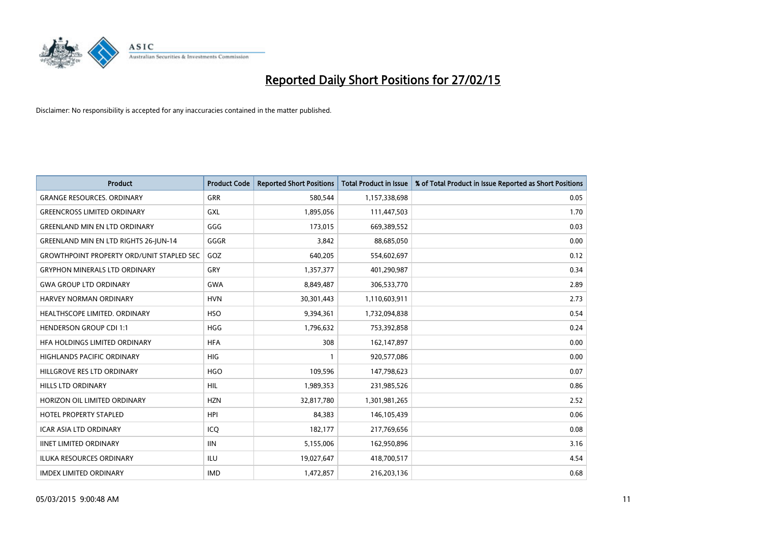# Reported Daily Short Positions for 27/02/15

Disclaimer: No responsibility is accepted for any inaccuracies contained in the matter published.

| Product | Product Code | Reported Short Positions | Total Product in Issue | % of Total Product in Issue Reported as Short Positions |
| --- | --- | --- | --- | --- |
| GRANGE RESOURCES. ORDINARY | GRR | 580,544 | 1,157,338,698 | 0.05 |
| GREENCROSS LIMITED ORDINARY | GXL | 1,895,056 | 111,447,503 | 1.70 |
| GREENLAND MIN EN LTD ORDINARY | GGG | 173,015 | 669,389,552 | 0.03 |
| GREENLAND MIN EN LTD RIGHTS 26-JUN-14 | GGGR | 3,842 | 88,685,050 | 0.00 |
| GROWTHPOINT PROPERTY ORD/UNIT STAPLED SEC | GOZ | 640,205 | 554,602,697 | 0.12 |
| GRYPHON MINERALS LTD ORDINARY | GRY | 1,357,377 | 401,290,987 | 0.34 |
| GWA GROUP LTD ORDINARY | GWA | 8,849,487 | 306,533,770 | 2.89 |
| HARVEY NORMAN ORDINARY | HVN | 30,301,443 | 1,110,603,911 | 2.73 |
| HEALTHSCOPE LIMITED. ORDINARY | HSO | 9,394,361 | 1,732,094,838 | 0.54 |
| HENDERSON GROUP CDI 1:1 | HGG | 1,796,632 | 753,392,858 | 0.24 |
| HFA HOLDINGS LIMITED ORDINARY | HFA | 308 | 162,147,897 | 0.00 |
| HIGHLANDS PACIFIC ORDINARY | HIG | 1 | 920,577,086 | 0.00 |
| HILLGROVE RES LTD ORDINARY | HGO | 109,596 | 147,798,623 | 0.07 |
| HILLS LTD ORDINARY | HIL | 1,989,353 | 231,985,526 | 0.86 |
| HORIZON OIL LIMITED ORDINARY | HZN | 32,817,780 | 1,301,981,265 | 2.52 |
| HOTEL PROPERTY STAPLED | HPI | 84,383 | 146,105,439 | 0.06 |
| ICAR ASIA LTD ORDINARY | ICQ | 182,177 | 217,769,656 | 0.08 |
| IINET LIMITED ORDINARY | IIN | 5,155,006 | 162,950,896 | 3.16 |
| ILUKA RESOURCES ORDINARY | ILU | 19,027,647 | 418,700,517 | 4.54 |
| IMDEX LIMITED ORDINARY | IMD | 1,472,857 | 216,203,136 | 0.68 |

05/03/2015 9:00:48 AM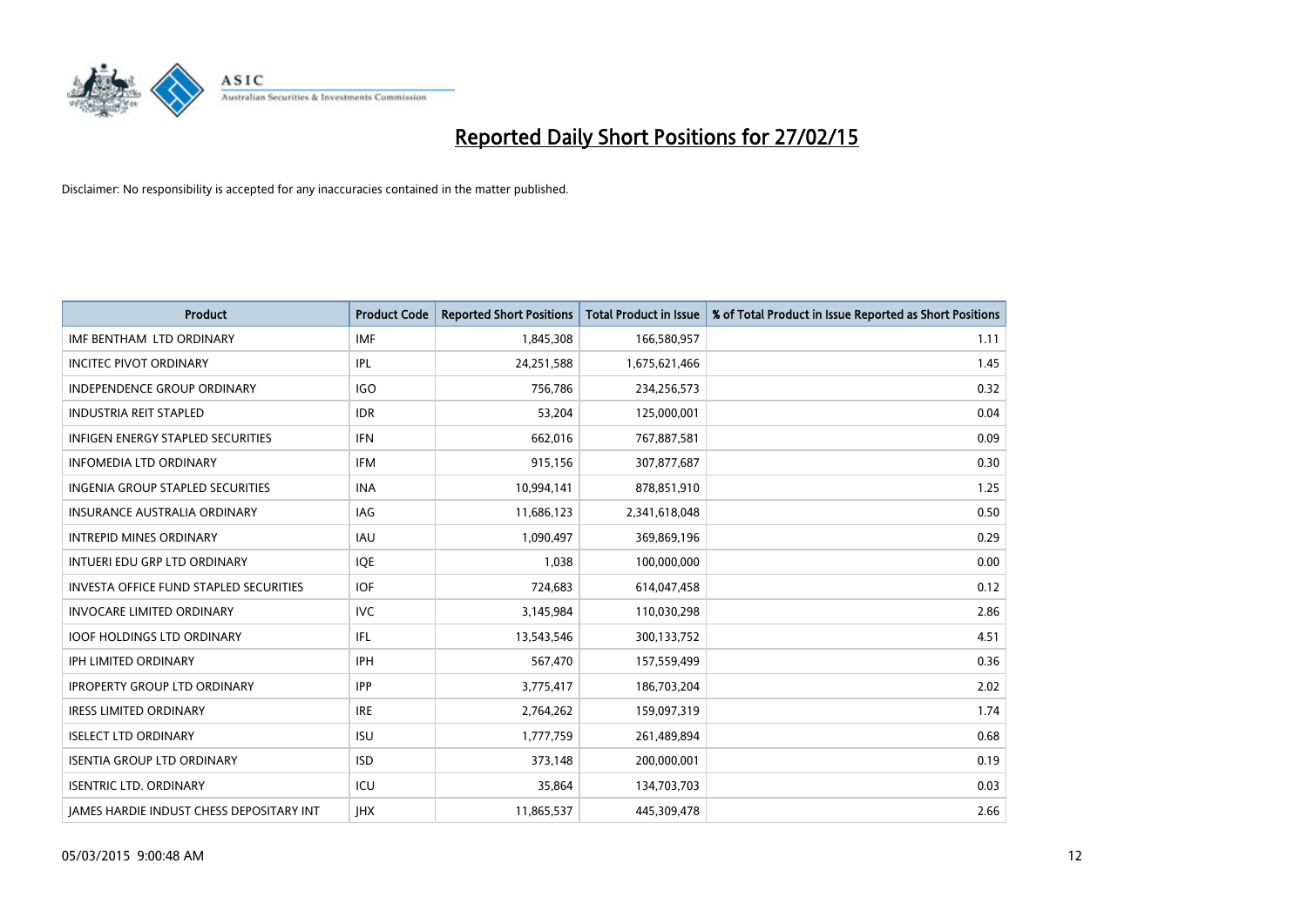# Reported Daily Short Positions for 27/02/15

Disclaimer: No responsibility is accepted for any inaccuracies contained in the matter published.

| Product | Product Code | Reported Short Positions | Total Product in Issue | % of Total Product in Issue Reported as Short Positions |
|---|---|---|---|---|
| IMF BENTHAM LTD ORDINARY | IMF | 1,845,308 | 166,580,957 | 1.11 |
| INCITEC PIVOT ORDINARY | IPL | 24,251,588 | 1,675,621,466 | 1.45 |
| INDEPENDENCE GROUP ORDINARY | IGO | 756,786 | 234,256,573 | 0.32 |
| INDUSTRIA REIT STAPLED | IDR | 53,204 | 125,000,001 | 0.04 |
| INFIGEN ENERGY STAPLED SECURITIES | IFN | 662,016 | 767,887,581 | 0.09 |
| INFOMEDIA LTD ORDINARY | IFM | 915,156 | 307,877,687 | 0.30 |
| INGENIA GROUP STAPLED SECURITIES | INA | 10,994,141 | 878,851,910 | 1.25 |
| INSURANCE AUSTRALIA ORDINARY | IAG | 11,686,123 | 2,341,618,048 | 0.50 |
| INTREPID MINES ORDINARY | IAU | 1,090,497 | 369,869,196 | 0.29 |
| INTUERI EDU GRP LTD ORDINARY | IQE | 1,038 | 100,000,000 | 0.00 |
| INVESTA OFFICE FUND STAPLED SECURITIES | IOF | 724,683 | 614,047,458 | 0.12 |
| INVOCARE LIMITED ORDINARY | IVC | 3,145,984 | 110,030,298 | 2.86 |
| IOOF HOLDINGS LTD ORDINARY | IFL | 13,543,546 | 300,133,752 | 4.51 |
| IPH LIMITED ORDINARY | IPH | 567,470 | 157,559,499 | 0.36 |
| IPROPERTY GROUP LTD ORDINARY | IPP | 3,775,417 | 186,703,204 | 2.02 |
| IRESS LIMITED ORDINARY | IRE | 2,764,262 | 159,097,319 | 1.74 |
| ISELECT LTD ORDINARY | ISU | 1,777,759 | 261,489,894 | 0.68 |
| ISENTIA GROUP LTD ORDINARY | ISD | 373,148 | 200,000,001 | 0.19 |
| ISENTRIC LTD. ORDINARY | ICU | 35,864 | 134,703,703 | 0.03 |
| JAMES HARDIE INDUST CHESS DEPOSITARY INT | JHX | 11,865,537 | 445,309,478 | 2.66 |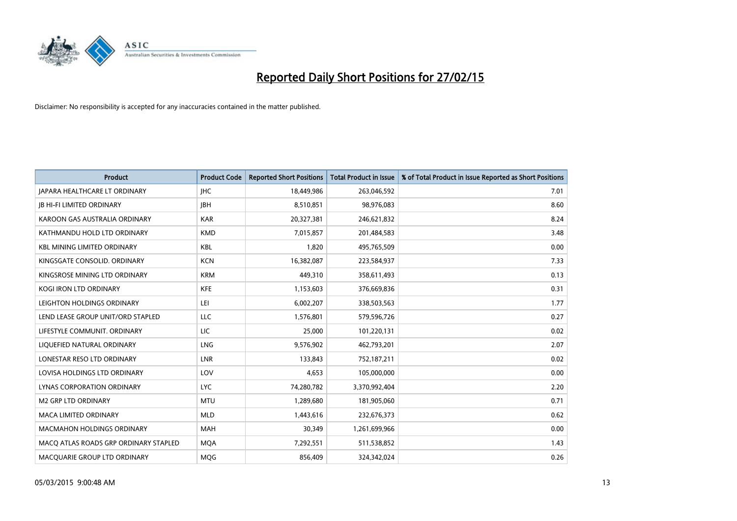# Reported Daily Short Positions for 27/02/15

Disclaimer: No responsibility is accepted for any inaccuracies contained in the matter published.

| Product | Product Code | Reported Short Positions | Total Product in Issue | % of Total Product in Issue Reported as Short Positions |
|---|---|---|---|---|
| JAPARA HEALTHCARE LT ORDINARY | JHC | 18,449,986 | 263,046,592 | 7.01 |
| JB HI-FI LIMITED ORDINARY | JBH | 8,510,851 | 98,976,083 | 8.60 |
| KAROON GAS AUSTRALIA ORDINARY | KAR | 20,327,381 | 246,621,832 | 8.24 |
| KATHMANDU HOLD LTD ORDINARY | KMD | 7,015,857 | 201,484,583 | 3.48 |
| KBL MINING LIMITED ORDINARY | KBL | 1,820 | 495,765,509 | 0.00 |
| KINGSGATE CONSOLID. ORDINARY | KCN | 16,382,087 | 223,584,937 | 7.33 |
| KINGSROSE MINING LTD ORDINARY | KRM | 449,310 | 358,611,493 | 0.13 |
| KOGI IRON LTD ORDINARY | KFE | 1,153,603 | 376,669,836 | 0.31 |
| LEIGHTON HOLDINGS ORDINARY | LEI | 6,002,207 | 338,503,563 | 1.77 |
| LEND LEASE GROUP UNIT/ORD STAPLED | LLC | 1,576,801 | 579,596,726 | 0.27 |
| LIFESTYLE COMMUNIT. ORDINARY | LIC | 25,000 | 101,220,131 | 0.02 |
| LIQUEFIED NATURAL ORDINARY | LNG | 9,576,902 | 462,793,201 | 2.07 |
| LONESTAR RESO LTD ORDINARY | LNR | 133,843 | 752,187,211 | 0.02 |
| LOVISA HOLDINGS LTD ORDINARY | LOV | 4,653 | 105,000,000 | 0.00 |
| LYNAS CORPORATION ORDINARY | LYC | 74,280,782 | 3,370,992,404 | 2.20 |
| M2 GRP LTD ORDINARY | MTU | 1,289,680 | 181,905,060 | 0.71 |
| MACA LIMITED ORDINARY | MLD | 1,443,616 | 232,676,373 | 0.62 |
| MACMAHON HOLDINGS ORDINARY | MAH | 30,349 | 1,261,699,966 | 0.00 |
| MACQ ATLAS ROADS GRP ORDINARY STAPLED | MQA | 7,292,551 | 511,538,852 | 1.43 |
| MACQUARIE GROUP LTD ORDINARY | MQG | 856,409 | 324,342,024 | 0.26 |

05/03/2015 9:00:48 AM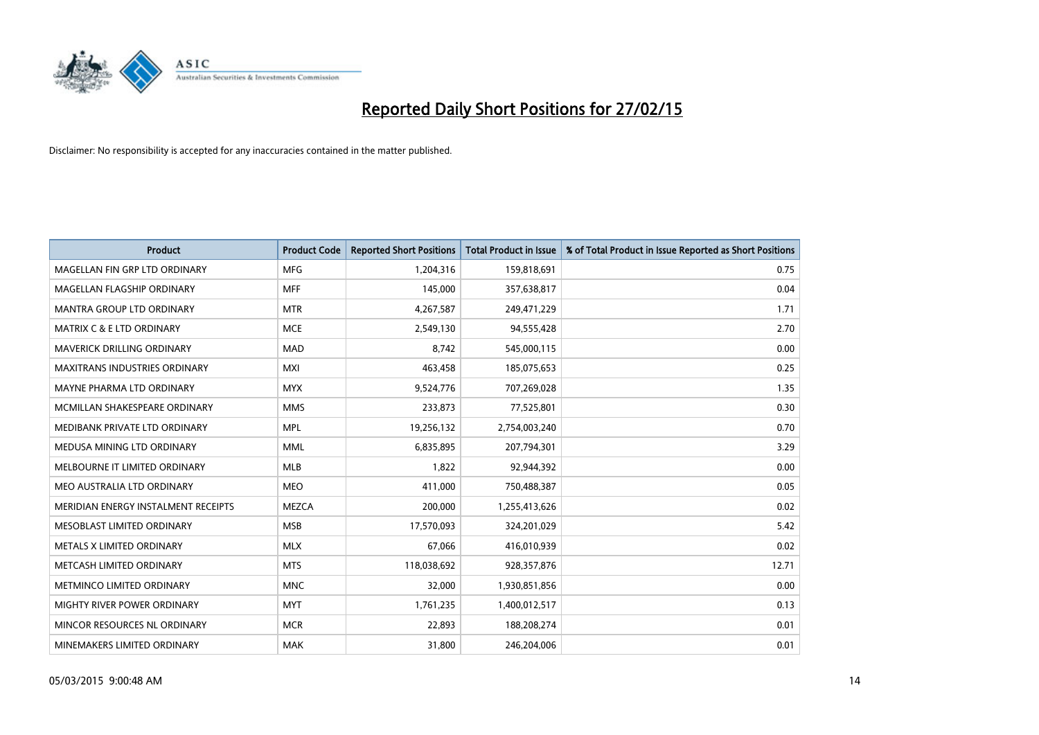# Reported Daily Short Positions for 27/02/15

Disclaimer: No responsibility is accepted for any inaccuracies contained in the matter published.

| Product | Product Code | Reported Short Positions | Total Product in Issue | % of Total Product in Issue Reported as Short Positions |
|---|---|---|---|---|
| MAGELLAN FIN GRP LTD ORDINARY | MFG | 1,204,316 | 159,818,691 | 0.75 |
| MAGELLAN FLAGSHIP ORDINARY | MFF | 145,000 | 357,638,817 | 0.04 |
| MANTRA GROUP LTD ORDINARY | MTR | 4,267,587 | 249,471,229 | 1.71 |
| MATRIX C & E LTD ORDINARY | MCE | 2,549,130 | 94,555,428 | 2.70 |
| MAVERICK DRILLING ORDINARY | MAD | 8,742 | 545,000,115 | 0.00 |
| MAXITRANS INDUSTRIES ORDINARY | MXI | 463,458 | 185,075,653 | 0.25 |
| MAYNE PHARMA LTD ORDINARY | MYX | 9,524,776 | 707,269,028 | 1.35 |
| MCMILLAN SHAKESPEARE ORDINARY | MMS | 233,873 | 77,525,801 | 0.30 |
| MEDIBANK PRIVATE LTD ORDINARY | MPL | 19,256,132 | 2,754,003,240 | 0.70 |
| MEDUSA MINING LTD ORDINARY | MML | 6,835,895 | 207,794,301 | 3.29 |
| MELBOURNE IT LIMITED ORDINARY | MLB | 1,822 | 92,944,392 | 0.00 |
| MEO AUSTRALIA LTD ORDINARY | MEO | 411,000 | 750,488,387 | 0.05 |
| MERIDIAN ENERGY INSTALMENT RECEIPTS | MEZCA | 200,000 | 1,255,413,626 | 0.02 |
| MESOBLAST LIMITED ORDINARY | MSB | 17,570,093 | 324,201,029 | 5.42 |
| METALS X LIMITED ORDINARY | MLX | 67,066 | 416,010,939 | 0.02 |
| METCASH LIMITED ORDINARY | MTS | 118,038,692 | 928,357,876 | 12.71 |
| METMINCO LIMITED ORDINARY | MNC | 32,000 | 1,930,851,856 | 0.00 |
| MIGHTY RIVER POWER ORDINARY | MYT | 1,761,235 | 1,400,012,517 | 0.13 |
| MINCOR RESOURCES NL ORDINARY | MCR | 22,893 | 188,208,274 | 0.01 |
| MINEMAKERS LIMITED ORDINARY | MAK | 31,800 | 246,204,006 | 0.01 |

05/03/2015 9:00:48 AM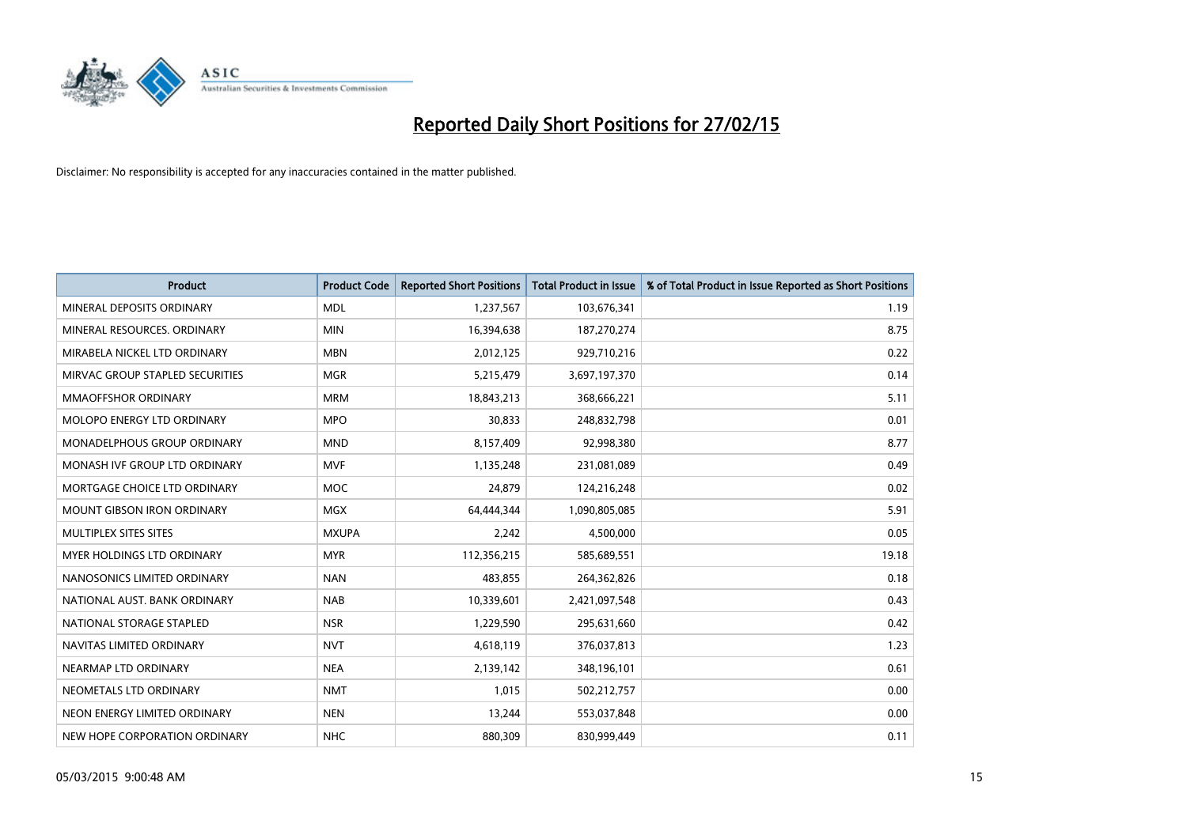# Reported Daily Short Positions for 27/02/15

Disclaimer: No responsibility is accepted for any inaccuracies contained in the matter published.

| Product | Product Code | Reported Short Positions | Total Product in Issue | % of Total Product in Issue Reported as Short Positions |
|---|---|---|---|---|
| MINERAL DEPOSITS ORDINARY | MDL | 1,237,567 | 103,676,341 | 1.19 |
| MINERAL RESOURCES. ORDINARY | MIN | 16,394,638 | 187,270,274 | 8.75 |
| MIRABELA NICKEL LTD ORDINARY | MBN | 2,012,125 | 929,710,216 | 0.22 |
| MIRVAC GROUP STAPLED SECURITIES | MGR | 5,215,479 | 3,697,197,370 | 0.14 |
| MMAOFFSHOR ORDINARY | MRM | 18,843,213 | 368,666,221 | 5.11 |
| MOLOPO ENERGY LTD ORDINARY | MPO | 30,833 | 248,832,798 | 0.01 |
| MONADELPHOUS GROUP ORDINARY | MND | 8,157,409 | 92,998,380 | 8.77 |
| MONASH IVF GROUP LTD ORDINARY | MVF | 1,135,248 | 231,081,089 | 0.49 |
| MORTGAGE CHOICE LTD ORDINARY | MOC | 24,879 | 124,216,248 | 0.02 |
| MOUNT GIBSON IRON ORDINARY | MGX | 64,444,344 | 1,090,805,085 | 5.91 |
| MULTIPLEX SITES SITES | MXUPA | 2,242 | 4,500,000 | 0.05 |
| MYER HOLDINGS LTD ORDINARY | MYR | 112,356,215 | 585,689,551 | 19.18 |
| NANOSONICS LIMITED ORDINARY | NAN | 483,855 | 264,362,826 | 0.18 |
| NATIONAL AUST. BANK ORDINARY | NAB | 10,339,601 | 2,421,097,548 | 0.43 |
| NATIONAL STORAGE STAPLED | NSR | 1,229,590 | 295,631,660 | 0.42 |
| NAVITAS LIMITED ORDINARY | NVT | 4,618,119 | 376,037,813 | 1.23 |
| NEARMAP LTD ORDINARY | NEA | 2,139,142 | 348,196,101 | 0.61 |
| NEOMETALS LTD ORDINARY | NMT | 1,015 | 502,212,757 | 0.00 |
| NEON ENERGY LIMITED ORDINARY | NEN | 13,244 | 553,037,848 | 0.00 |
| NEW HOPE CORPORATION ORDINARY | NHC | 880,309 | 830,999,449 | 0.11 |

05/03/2015 9:00:48 AM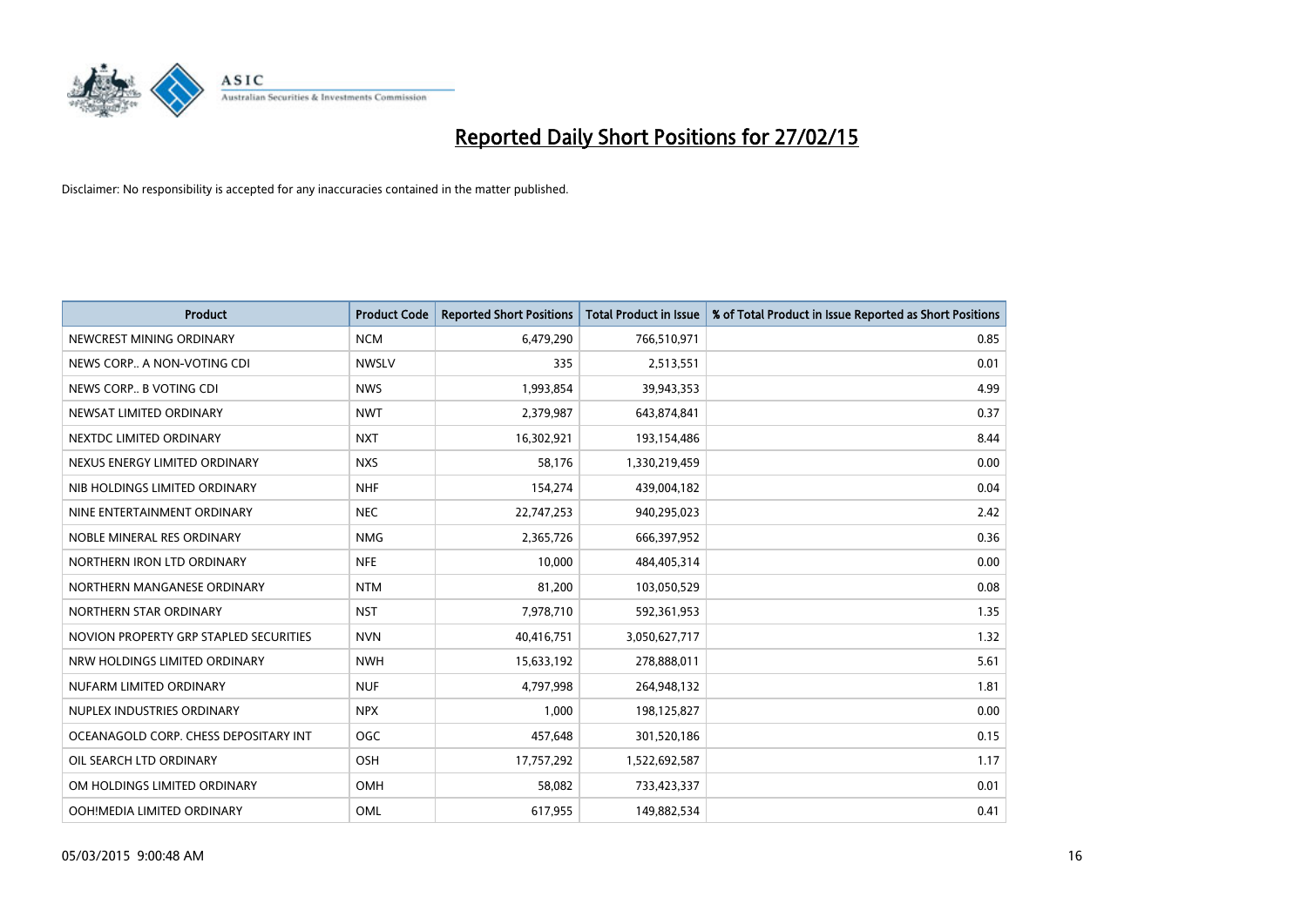# Reported Daily Short Positions for 27/02/15

Disclaimer: No responsibility is accepted for any inaccuracies contained in the matter published.

| Product | Product Code | Reported Short Positions | Total Product in Issue | % of Total Product in Issue Reported as Short Positions |
|---|---|---|---|---|
| NEWCREST MINING ORDINARY | NCM | 6,479,290 | 766,510,971 | 0.85 |
| NEWS CORP.. A NON-VOTING CDI | NWSLV | 335 | 2,513,551 | 0.01 |
| NEWS CORP.. B VOTING CDI | NWS | 1,993,854 | 39,943,353 | 4.99 |
| NEWSAT LIMITED ORDINARY | NWT | 2,379,987 | 643,874,841 | 0.37 |
| NEXTDC LIMITED ORDINARY | NXT | 16,302,921 | 193,154,486 | 8.44 |
| NEXUS ENERGY LIMITED ORDINARY | NXS | 58,176 | 1,330,219,459 | 0.00 |
| NIB HOLDINGS LIMITED ORDINARY | NHF | 154,274 | 439,004,182 | 0.04 |
| NINE ENTERTAINMENT ORDINARY | NEC | 22,747,253 | 940,295,023 | 2.42 |
| NOBLE MINERAL RES ORDINARY | NMG | 2,365,726 | 666,397,952 | 0.36 |
| NORTHERN IRON LTD ORDINARY | NFE | 10,000 | 484,405,314 | 0.00 |
| NORTHERN MANGANESE ORDINARY | NTM | 81,200 | 103,050,529 | 0.08 |
| NORTHERN STAR ORDINARY | NST | 7,978,710 | 592,361,953 | 1.35 |
| NOVION PROPERTY GRP STAPLED SECURITIES | NVN | 40,416,751 | 3,050,627,717 | 1.32 |
| NRW HOLDINGS LIMITED ORDINARY | NWH | 15,633,192 | 278,888,011 | 5.61 |
| NUFARM LIMITED ORDINARY | NUF | 4,797,998 | 264,948,132 | 1.81 |
| NUPLEX INDUSTRIES ORDINARY | NPX | 1,000 | 198,125,827 | 0.00 |
| OCEANAGOLD CORP. CHESS DEPOSITARY INT | OGC | 457,648 | 301,520,186 | 0.15 |
| OIL SEARCH LTD ORDINARY | OSH | 17,757,292 | 1,522,692,587 | 1.17 |
| OM HOLDINGS LIMITED ORDINARY | OMH | 58,082 | 733,423,337 | 0.01 |
| OOH!MEDIA LIMITED ORDINARY | OML | 617,955 | 149,882,534 | 0.41 |

05/03/2015 9:00:48 AM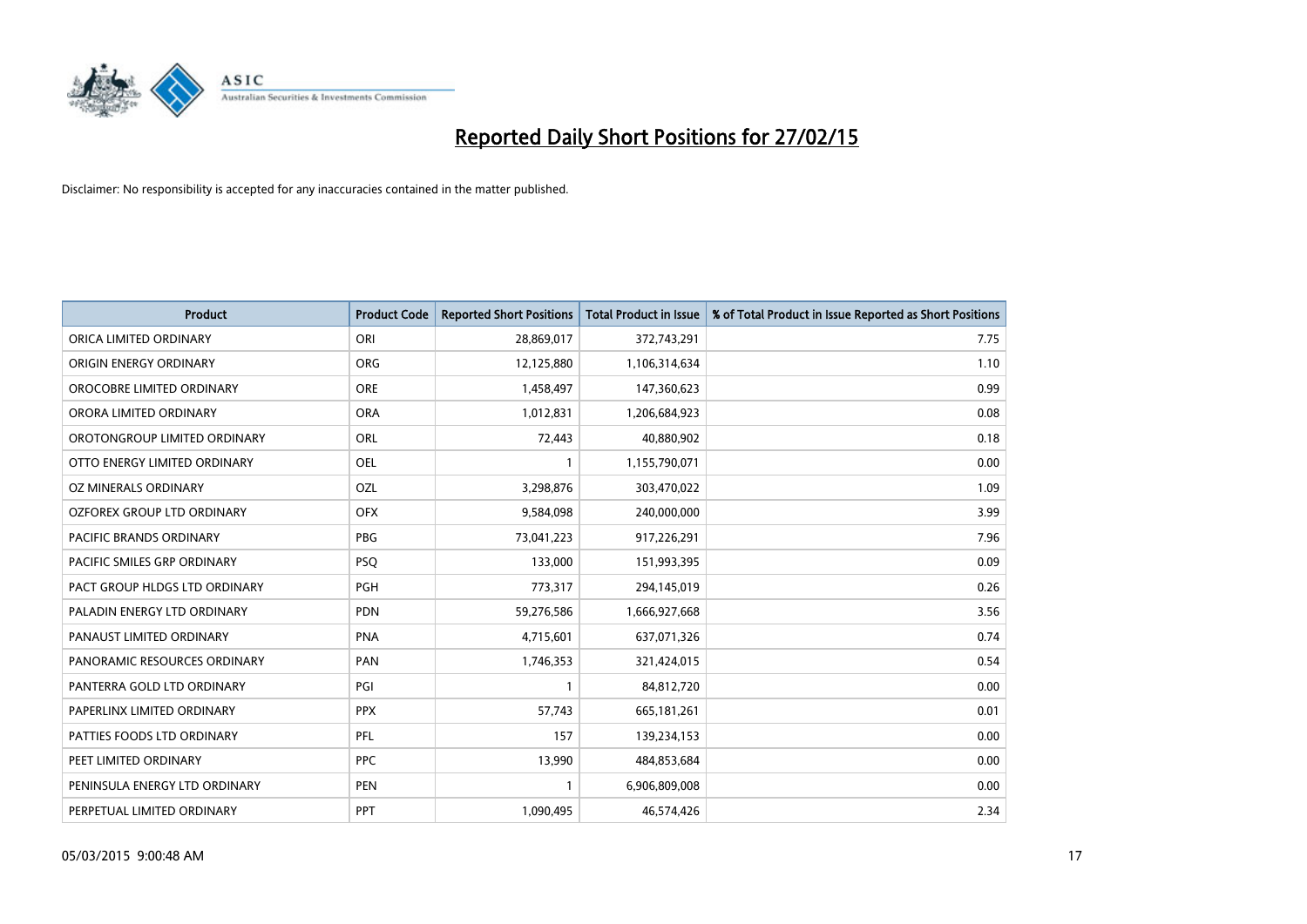# Reported Daily Short Positions for 27/02/15

Disclaimer: No responsibility is accepted for any inaccuracies contained in the matter published.

| Product | Product Code | Reported Short Positions | Total Product in Issue | % of Total Product in Issue Reported as Short Positions |
|---|---|---|---|---|
| ORICA LIMITED ORDINARY | ORI | 28,869,017 | 372,743,291 | 7.75 |
| ORIGIN ENERGY ORDINARY | ORG | 12,125,880 | 1,106,314,634 | 1.10 |
| OROCOBRE LIMITED ORDINARY | ORE | 1,458,497 | 147,360,623 | 0.99 |
| ORORA LIMITED ORDINARY | ORA | 1,012,831 | 1,206,684,923 | 0.08 |
| OROTONGROUP LIMITED ORDINARY | ORL | 72,443 | 40,880,902 | 0.18 |
| OTTO ENERGY LIMITED ORDINARY | OEL | 1 | 1,155,790,071 | 0.00 |
| OZ MINERALS ORDINARY | OZL | 3,298,876 | 303,470,022 | 1.09 |
| OZFOREX GROUP LTD ORDINARY | OFX | 9,584,098 | 240,000,000 | 3.99 |
| PACIFIC BRANDS ORDINARY | PBG | 73,041,223 | 917,226,291 | 7.96 |
| PACIFIC SMILES GRP ORDINARY | PSQ | 133,000 | 151,993,395 | 0.09 |
| PACT GROUP HLDGS LTD ORDINARY | PGH | 773,317 | 294,145,019 | 0.26 |
| PALADIN ENERGY LTD ORDINARY | PDN | 59,276,586 | 1,666,927,668 | 3.56 |
| PANAUST LIMITED ORDINARY | PNA | 4,715,601 | 637,071,326 | 0.74 |
| PANORAMIC RESOURCES ORDINARY | PAN | 1,746,353 | 321,424,015 | 0.54 |
| PANTERRA GOLD LTD ORDINARY | PGI | 1 | 84,812,720 | 0.00 |
| PAPERLINX LIMITED ORDINARY | PPX | 57,743 | 665,181,261 | 0.01 |
| PATTIES FOODS LTD ORDINARY | PFL | 157 | 139,234,153 | 0.00 |
| PEET LIMITED ORDINARY | PPC | 13,990 | 484,853,684 | 0.00 |
| PENINSULA ENERGY LTD ORDINARY | PEN | 1 | 6,906,809,008 | 0.00 |
| PERPETUAL LIMITED ORDINARY | PPT | 1,090,495 | 46,574,426 | 2.34 |

05/03/2015 9:00:48 AM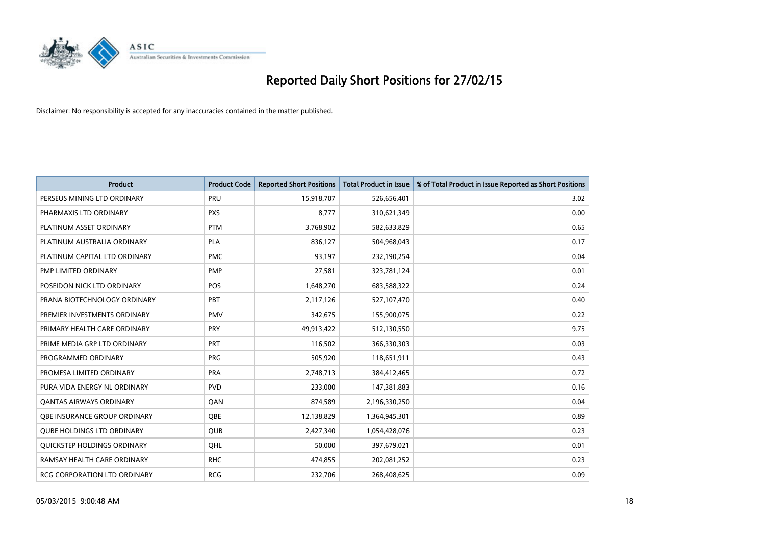# Reported Daily Short Positions for 27/02/15

Disclaimer: No responsibility is accepted for any inaccuracies contained in the matter published.

| Product | Product Code | Reported Short Positions | Total Product in Issue | % of Total Product in Issue Reported as Short Positions |
|---|---|---|---|---|
| PERSEUS MINING LTD ORDINARY | PRU | 15,918,707 | 526,656,401 | 3.02 |
| PHARMAXIS LTD ORDINARY | PXS | 8,777 | 310,621,349 | 0.00 |
| PLATINUM ASSET ORDINARY | PTM | 3,768,902 | 582,633,829 | 0.65 |
| PLATINUM AUSTRALIA ORDINARY | PLA | 836,127 | 504,968,043 | 0.17 |
| PLATINUM CAPITAL LTD ORDINARY | PMC | 93,197 | 232,190,254 | 0.04 |
| PMP LIMITED ORDINARY | PMP | 27,581 | 323,781,124 | 0.01 |
| POSEIDON NICK LTD ORDINARY | POS | 1,648,270 | 683,588,322 | 0.24 |
| PRANA BIOTECHNOLOGY ORDINARY | PBT | 2,117,126 | 527,107,470 | 0.40 |
| PREMIER INVESTMENTS ORDINARY | PMV | 342,675 | 155,900,075 | 0.22 |
| PRIMARY HEALTH CARE ORDINARY | PRY | 49,913,422 | 512,130,550 | 9.75 |
| PRIME MEDIA GRP LTD ORDINARY | PRT | 116,502 | 366,330,303 | 0.03 |
| PROGRAMMED ORDINARY | PRG | 505,920 | 118,651,911 | 0.43 |
| PROMESA LIMITED ORDINARY | PRA | 2,748,713 | 384,412,465 | 0.72 |
| PURA VIDA ENERGY NL ORDINARY | PVD | 233,000 | 147,381,883 | 0.16 |
| QANTAS AIRWAYS ORDINARY | QAN | 874,589 | 2,196,330,250 | 0.04 |
| QBE INSURANCE GROUP ORDINARY | QBE | 12,138,829 | 1,364,945,301 | 0.89 |
| QUBE HOLDINGS LTD ORDINARY | QUB | 2,427,340 | 1,054,428,076 | 0.23 |
| QUICKSTEP HOLDINGS ORDINARY | QHL | 50,000 | 397,679,021 | 0.01 |
| RAMSAY HEALTH CARE ORDINARY | RHC | 474,855 | 202,081,252 | 0.23 |
| RCG CORPORATION LTD ORDINARY | RCG | 232,706 | 268,408,625 | 0.09 |

05/03/2015 9:00:48 AM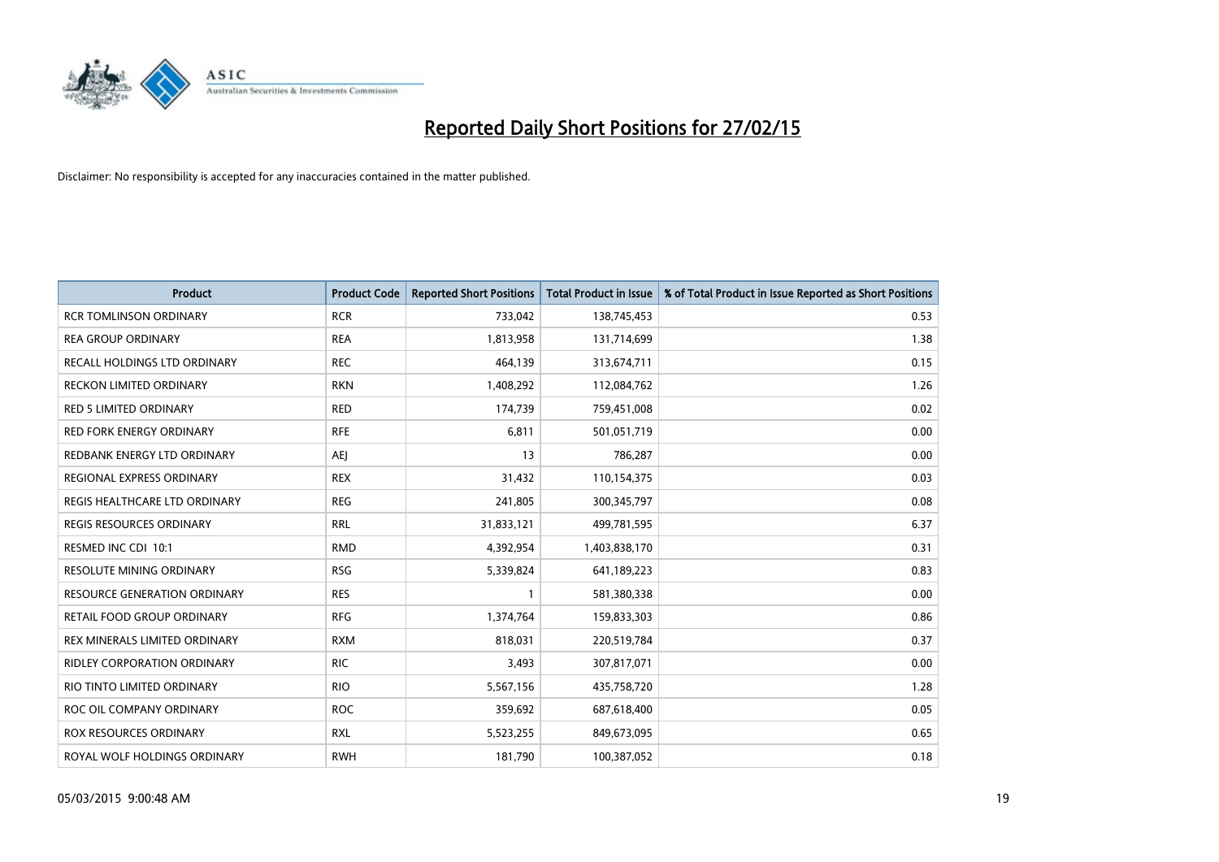# Reported Daily Short Positions for 27/02/15

Disclaimer: No responsibility is accepted for any inaccuracies contained in the matter published.

| Product | Product Code | Reported Short Positions | Total Product in Issue | % of Total Product in Issue Reported as Short Positions |
|---|---|---|---|---|
| RCR TOMLINSON ORDINARY | RCR | 733,042 | 138,745,453 | 0.53 |
| REA GROUP ORDINARY | REA | 1,813,958 | 131,714,699 | 1.38 |
| RECALL HOLDINGS LTD ORDINARY | REC | 464,139 | 313,674,711 | 0.15 |
| RECKON LIMITED ORDINARY | RKN | 1,408,292 | 112,084,762 | 1.26 |
| RED 5 LIMITED ORDINARY | RED | 174,739 | 759,451,008 | 0.02 |
| RED FORK ENERGY ORDINARY | RFE | 6,811 | 501,051,719 | 0.00 |
| REDBANK ENERGY LTD ORDINARY | AEJ | 13 | 786,287 | 0.00 |
| REGIONAL EXPRESS ORDINARY | REX | 31,432 | 110,154,375 | 0.03 |
| REGIS HEALTHCARE LTD ORDINARY | REG | 241,805 | 300,345,797 | 0.08 |
| REGIS RESOURCES ORDINARY | RRL | 31,833,121 | 499,781,595 | 6.37 |
| RESMED INC CDI 10:1 | RMD | 4,392,954 | 1,403,838,170 | 0.31 |
| RESOLUTE MINING ORDINARY | RSG | 5,339,824 | 641,189,223 | 0.83 |
| RESOURCE GENERATION ORDINARY | RES | 1 | 581,380,338 | 0.00 |
| RETAIL FOOD GROUP ORDINARY | RFG | 1,374,764 | 159,833,303 | 0.86 |
| REX MINERALS LIMITED ORDINARY | RXM | 818,031 | 220,519,784 | 0.37 |
| RIDLEY CORPORATION ORDINARY | RIC | 3,493 | 307,817,071 | 0.00 |
| RIO TINTO LIMITED ORDINARY | RIO | 5,567,156 | 435,758,720 | 1.28 |
| ROC OIL COMPANY ORDINARY | ROC | 359,692 | 687,618,400 | 0.05 |
| ROX RESOURCES ORDINARY | RXL | 5,523,255 | 849,673,095 | 0.65 |
| ROYAL WOLF HOLDINGS ORDINARY | RWH | 181,790 | 100,387,052 | 0.18 |

05/03/2015 9:00:48 AM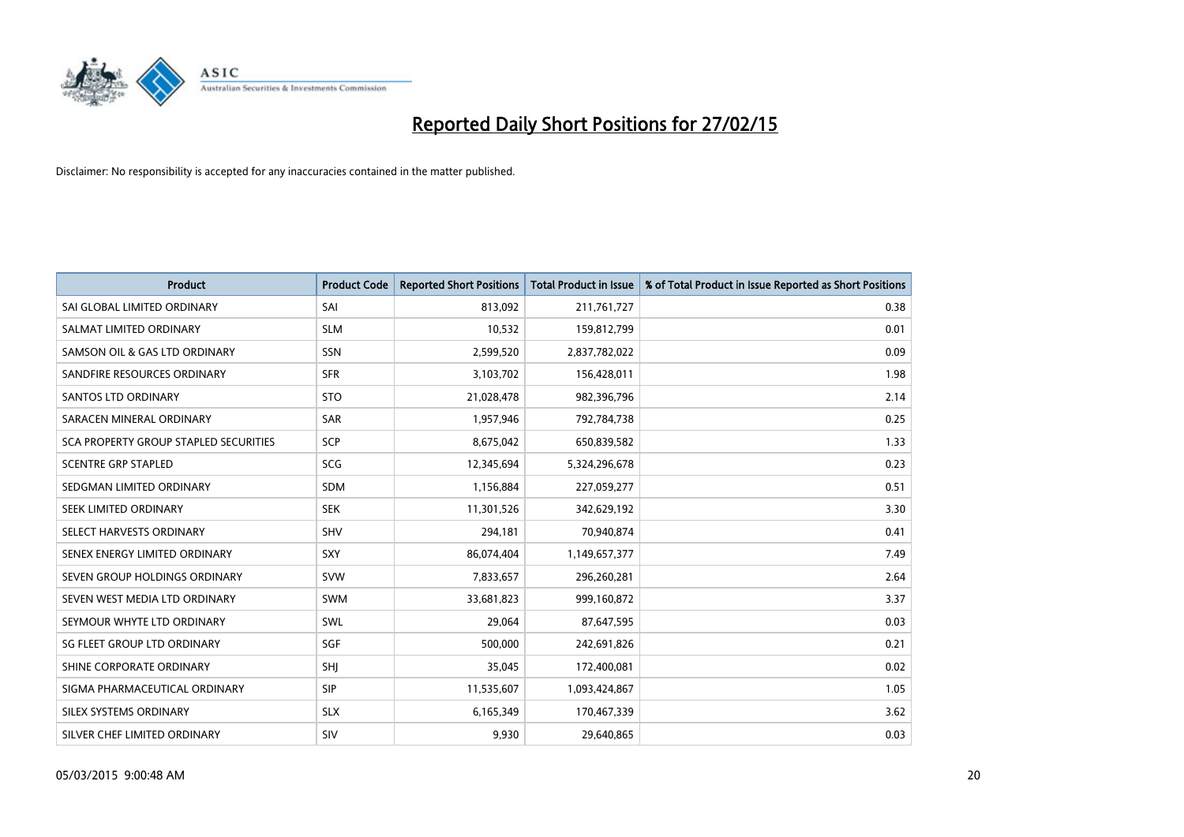# Reported Daily Short Positions for 27/02/15

Disclaimer: No responsibility is accepted for any inaccuracies contained in the matter published.

| Product | Product Code | Reported Short Positions | Total Product in Issue | % of Total Product in Issue Reported as Short Positions |
|---|---|---|---|---|
| SAI GLOBAL LIMITED ORDINARY | SAI | 813,092 | 211,761,727 | 0.38 |
| SALMAT LIMITED ORDINARY | SLM | 10,532 | 159,812,799 | 0.01 |
| SAMSON OIL & GAS LTD ORDINARY | SSN | 2,599,520 | 2,837,782,022 | 0.09 |
| SANDFIRE RESOURCES ORDINARY | SFR | 3,103,702 | 156,428,011 | 1.98 |
| SANTOS LTD ORDINARY | STO | 21,028,478 | 982,396,796 | 2.14 |
| SARACEN MINERAL ORDINARY | SAR | 1,957,946 | 792,784,738 | 0.25 |
| SCA PROPERTY GROUP STAPLED SECURITIES | SCP | 8,675,042 | 650,839,582 | 1.33 |
| SCENTRE GRP STAPLED | SCG | 12,345,694 | 5,324,296,678 | 0.23 |
| SEDGMAN LIMITED ORDINARY | SDM | 1,156,884 | 227,059,277 | 0.51 |
| SEEK LIMITED ORDINARY | SEK | 11,301,526 | 342,629,192 | 3.30 |
| SELECT HARVESTS ORDINARY | SHV | 294,181 | 70,940,874 | 0.41 |
| SENEX ENERGY LIMITED ORDINARY | SXY | 86,074,404 | 1,149,657,377 | 7.49 |
| SEVEN GROUP HOLDINGS ORDINARY | SVW | 7,833,657 | 296,260,281 | 2.64 |
| SEVEN WEST MEDIA LTD ORDINARY | SWM | 33,681,823 | 999,160,872 | 3.37 |
| SEYMOUR WHYTE LTD ORDINARY | SWL | 29,064 | 87,647,595 | 0.03 |
| SG FLEET GROUP LTD ORDINARY | SGF | 500,000 | 242,691,826 | 0.21 |
| SHINE CORPORATE ORDINARY | SHJ | 35,045 | 172,400,081 | 0.02 |
| SIGMA PHARMACEUTICAL ORDINARY | SIP | 11,535,607 | 1,093,424,867 | 1.05 |
| SILEX SYSTEMS ORDINARY | SLX | 6,165,349 | 170,467,339 | 3.62 |
| SILVER CHEF LIMITED ORDINARY | SIV | 9,930 | 29,640,865 | 0.03 |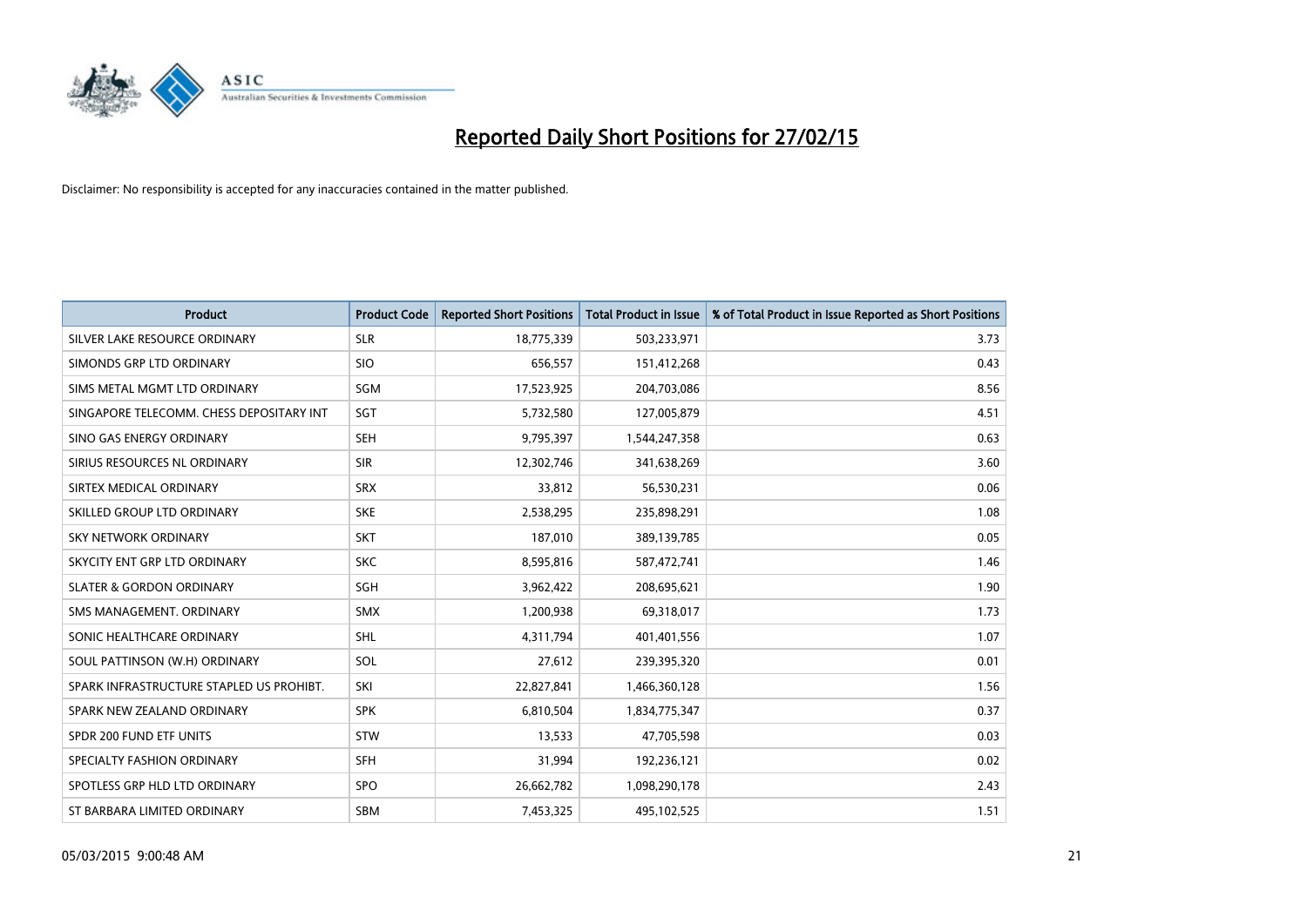# Reported Daily Short Positions for 27/02/15

Disclaimer: No responsibility is accepted for any inaccuracies contained in the matter published.

| Product | Product Code | Reported Short Positions | Total Product in Issue | % of Total Product in Issue Reported as Short Positions |
|---|---|---|---|---|
| SILVER LAKE RESOURCE ORDINARY | SLR | 18,775,339 | 503,233,971 | 3.73 |
| SIMONDS GRP LTD ORDINARY | SIO | 656,557 | 151,412,268 | 0.43 |
| SIMS METAL MGMT LTD ORDINARY | SGM | 17,523,925 | 204,703,086 | 8.56 |
| SINGAPORE TELECOMM. CHESS DEPOSITARY INT | SGT | 5,732,580 | 127,005,879 | 4.51 |
| SINO GAS ENERGY ORDINARY | SEH | 9,795,397 | 1,544,247,358 | 0.63 |
| SIRIUS RESOURCES NL ORDINARY | SIR | 12,302,746 | 341,638,269 | 3.60 |
| SIRTEX MEDICAL ORDINARY | SRX | 33,812 | 56,530,231 | 0.06 |
| SKILLED GROUP LTD ORDINARY | SKE | 2,538,295 | 235,898,291 | 1.08 |
| SKY NETWORK ORDINARY | SKT | 187,010 | 389,139,785 | 0.05 |
| SKYCITY ENT GRP LTD ORDINARY | SKC | 8,595,816 | 587,472,741 | 1.46 |
| SLATER & GORDON ORDINARY | SGH | 3,962,422 | 208,695,621 | 1.90 |
| SMS MANAGEMENT. ORDINARY | SMX | 1,200,938 | 69,318,017 | 1.73 |
| SONIC HEALTHCARE ORDINARY | SHL | 4,311,794 | 401,401,556 | 1.07 |
| SOUL PATTINSON (W.H) ORDINARY | SOL | 27,612 | 239,395,320 | 0.01 |
| SPARK INFRASTRUCTURE STAPLED US PROHIBT. | SKI | 22,827,841 | 1,466,360,128 | 1.56 |
| SPARK NEW ZEALAND ORDINARY | SPK | 6,810,504 | 1,834,775,347 | 0.37 |
| SPDR 200 FUND ETF UNITS | STW | 13,533 | 47,705,598 | 0.03 |
| SPECIALTY FASHION ORDINARY | SFH | 31,994 | 192,236,121 | 0.02 |
| SPOTLESS GRP HLD LTD ORDINARY | SPO | 26,662,782 | 1,098,290,178 | 2.43 |
| ST BARBARA LIMITED ORDINARY | SBM | 7,453,325 | 495,102,525 | 1.51 |

05/03/2015 9:00:48 AM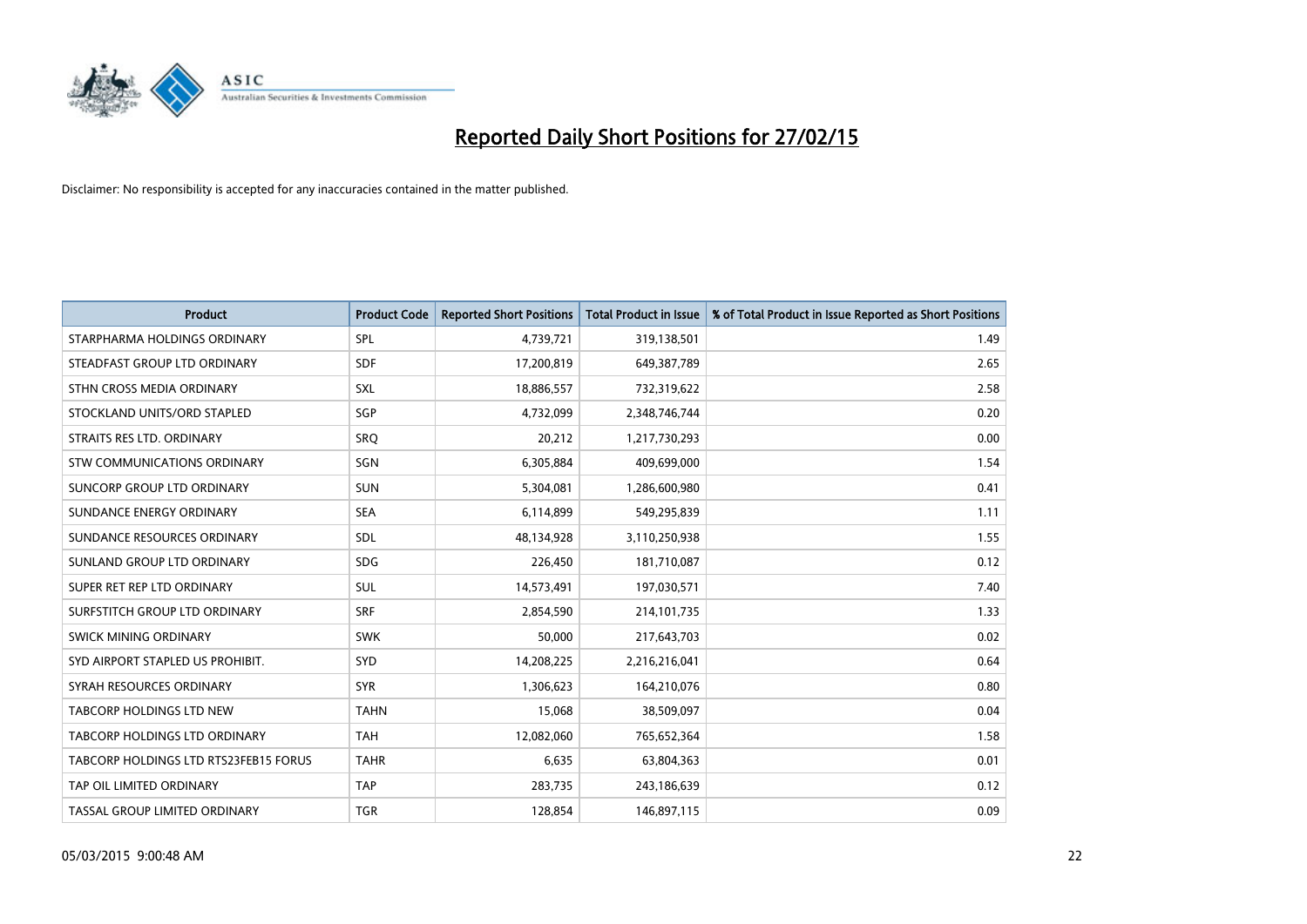# Reported Daily Short Positions for 27/02/15

Disclaimer: No responsibility is accepted for any inaccuracies contained in the matter published.

| Product | Product Code | Reported Short Positions | Total Product in Issue | % of Total Product in Issue Reported as Short Positions |
|---|---|---|---|---|
| STARPHARMA HOLDINGS ORDINARY | SPL | 4,739,721 | 319,138,501 | 1.49 |
| STEADFAST GROUP LTD ORDINARY | SDF | 17,200,819 | 649,387,789 | 2.65 |
| STHN CROSS MEDIA ORDINARY | SXL | 18,886,557 | 732,319,622 | 2.58 |
| STOCKLAND UNITS/ORD STAPLED | SGP | 4,732,099 | 2,348,746,744 | 0.20 |
| STRAITS RES LTD. ORDINARY | SRQ | 20,212 | 1,217,730,293 | 0.00 |
| STW COMMUNICATIONS ORDINARY | SGN | 6,305,884 | 409,699,000 | 1.54 |
| SUNCORP GROUP LTD ORDINARY | SUN | 5,304,081 | 1,286,600,980 | 0.41 |
| SUNDANCE ENERGY ORDINARY | SEA | 6,114,899 | 549,295,839 | 1.11 |
| SUNDANCE RESOURCES ORDINARY | SDL | 48,134,928 | 3,110,250,938 | 1.55 |
| SUNLAND GROUP LTD ORDINARY | SDG | 226,450 | 181,710,087 | 0.12 |
| SUPER RET REP LTD ORDINARY | SUL | 14,573,491 | 197,030,571 | 7.40 |
| SURFSTITCH GROUP LTD ORDINARY | SRF | 2,854,590 | 214,101,735 | 1.33 |
| SWICK MINING ORDINARY | SWK | 50,000 | 217,643,703 | 0.02 |
| SYD AIRPORT STAPLED US PROHIBIT. | SYD | 14,208,225 | 2,216,216,041 | 0.64 |
| SYRAH RESOURCES ORDINARY | SYR | 1,306,623 | 164,210,076 | 0.80 |
| TABCORP HOLDINGS LTD NEW | TAHN | 15,068 | 38,509,097 | 0.04 |
| TABCORP HOLDINGS LTD ORDINARY | TAH | 12,082,060 | 765,652,364 | 1.58 |
| TABCORP HOLDINGS LTD RTS23FEB15 FORUS | TAHR | 6,635 | 63,804,363 | 0.01 |
| TAP OIL LIMITED ORDINARY | TAP | 283,735 | 243,186,639 | 0.12 |
| TASSAL GROUP LIMITED ORDINARY | TGR | 128,854 | 146,897,115 | 0.09 |

05/03/2015 9:00:48 AM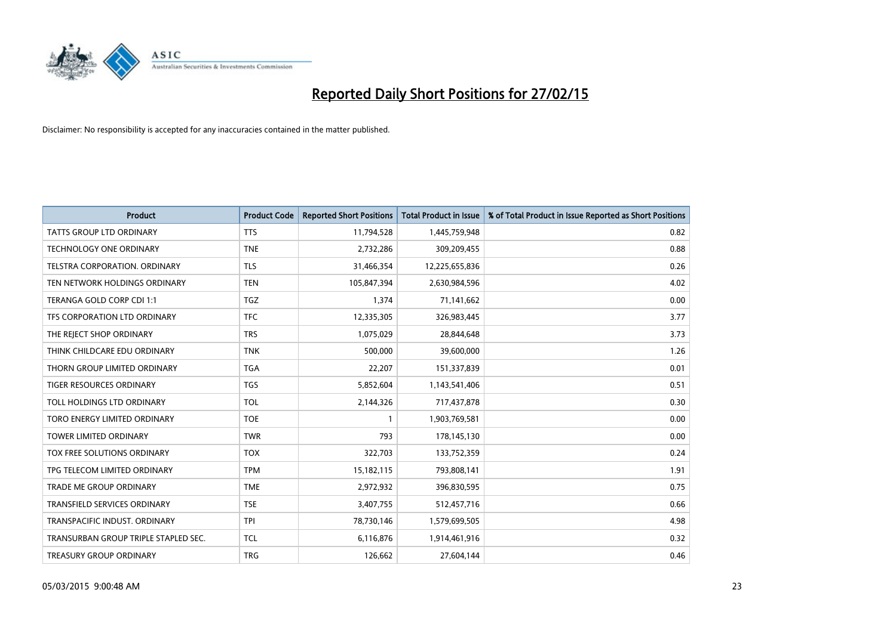# Reported Daily Short Positions for 27/02/15

Disclaimer: No responsibility is accepted for any inaccuracies contained in the matter published.

| Product | Product Code | Reported Short Positions | Total Product in Issue | % of Total Product in Issue Reported as Short Positions |
|---|---|---|---|---|
| TATTS GROUP LTD ORDINARY | TTS | 11,794,528 | 1,445,759,948 | 0.82 |
| TECHNOLOGY ONE ORDINARY | TNE | 2,732,286 | 309,209,455 | 0.88 |
| TELSTRA CORPORATION. ORDINARY | TLS | 31,466,354 | 12,225,655,836 | 0.26 |
| TEN NETWORK HOLDINGS ORDINARY | TEN | 105,847,394 | 2,630,984,596 | 4.02 |
| TERANGA GOLD CORP CDI 1:1 | TGZ | 1,374 | 71,141,662 | 0.00 |
| TFS CORPORATION LTD ORDINARY | TFC | 12,335,305 | 326,983,445 | 3.77 |
| THE REJECT SHOP ORDINARY | TRS | 1,075,029 | 28,844,648 | 3.73 |
| THINK CHILDCARE EDU ORDINARY | TNK | 500,000 | 39,600,000 | 1.26 |
| THORN GROUP LIMITED ORDINARY | TGA | 22,207 | 151,337,839 | 0.01 |
| TIGER RESOURCES ORDINARY | TGS | 5,852,604 | 1,143,541,406 | 0.51 |
| TOLL HOLDINGS LTD ORDINARY | TOL | 2,144,326 | 717,437,878 | 0.30 |
| TORO ENERGY LIMITED ORDINARY | TOE | 1 | 1,903,769,581 | 0.00 |
| TOWER LIMITED ORDINARY | TWR | 793 | 178,145,130 | 0.00 |
| TOX FREE SOLUTIONS ORDINARY | TOX | 322,703 | 133,752,359 | 0.24 |
| TPG TELECOM LIMITED ORDINARY | TPM | 15,182,115 | 793,808,141 | 1.91 |
| TRADE ME GROUP ORDINARY | TME | 2,972,932 | 396,830,595 | 0.75 |
| TRANSFIELD SERVICES ORDINARY | TSE | 3,407,755 | 512,457,716 | 0.66 |
| TRANSPACIFIC INDUST. ORDINARY | TPI | 78,730,146 | 1,579,699,505 | 4.98 |
| TRANSURBAN GROUP TRIPLE STAPLED SEC. | TCL | 6,116,876 | 1,914,461,916 | 0.32 |
| TREASURY GROUP ORDINARY | TRG | 126,662 | 27,604,144 | 0.46 |

05/03/2015 9:00:48 AM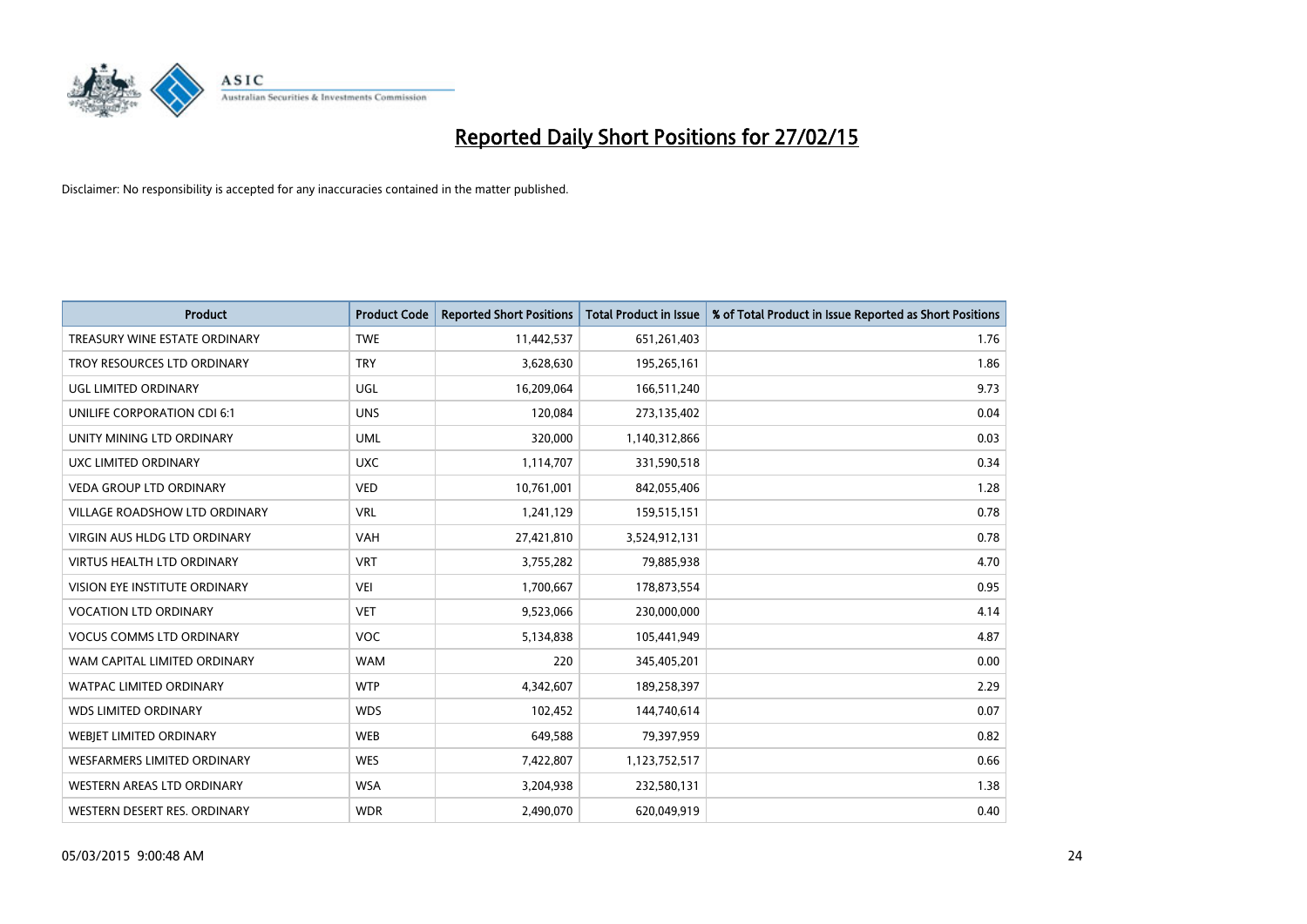# Reported Daily Short Positions for 27/02/15

Disclaimer: No responsibility is accepted for any inaccuracies contained in the matter published.

| Product | Product Code | Reported Short Positions | Total Product in Issue | % of Total Product in Issue Reported as Short Positions |
|---|---|---|---|---|
| TREASURY WINE ESTATE ORDINARY | TWE | 11,442,537 | 651,261,403 | 1.76 |
| TROY RESOURCES LTD ORDINARY | TRY | 3,628,630 | 195,265,161 | 1.86 |
| UGL LIMITED ORDINARY | UGL | 16,209,064 | 166,511,240 | 9.73 |
| UNILIFE CORPORATION CDI 6:1 | UNS | 120,084 | 273,135,402 | 0.04 |
| UNITY MINING LTD ORDINARY | UML | 320,000 | 1,140,312,866 | 0.03 |
| UXC LIMITED ORDINARY | UXC | 1,114,707 | 331,590,518 | 0.34 |
| VEDA GROUP LTD ORDINARY | VED | 10,761,001 | 842,055,406 | 1.28 |
| VILLAGE ROADSHOW LTD ORDINARY | VRL | 1,241,129 | 159,515,151 | 0.78 |
| VIRGIN AUS HLDG LTD ORDINARY | VAH | 27,421,810 | 3,524,912,131 | 0.78 |
| VIRTUS HEALTH LTD ORDINARY | VRT | 3,755,282 | 79,885,938 | 4.70 |
| VISION EYE INSTITUTE ORDINARY | VEI | 1,700,667 | 178,873,554 | 0.95 |
| VOCATION LTD ORDINARY | VET | 9,523,066 | 230,000,000 | 4.14 |
| VOCUS COMMS LTD ORDINARY | VOC | 5,134,838 | 105,441,949 | 4.87 |
| WAM CAPITAL LIMITED ORDINARY | WAM | 220 | 345,405,201 | 0.00 |
| WATPAC LIMITED ORDINARY | WTP | 4,342,607 | 189,258,397 | 2.29 |
| WDS LIMITED ORDINARY | WDS | 102,452 | 144,740,614 | 0.07 |
| WEBJET LIMITED ORDINARY | WEB | 649,588 | 79,397,959 | 0.82 |
| WESFARMERS LIMITED ORDINARY | WES | 7,422,807 | 1,123,752,517 | 0.66 |
| WESTERN AREAS LTD ORDINARY | WSA | 3,204,938 | 232,580,131 | 1.38 |
| WESTERN DESERT RES. ORDINARY | WDR | 2,490,070 | 620,049,919 | 0.40 |

05/03/2015 9:00:48 AM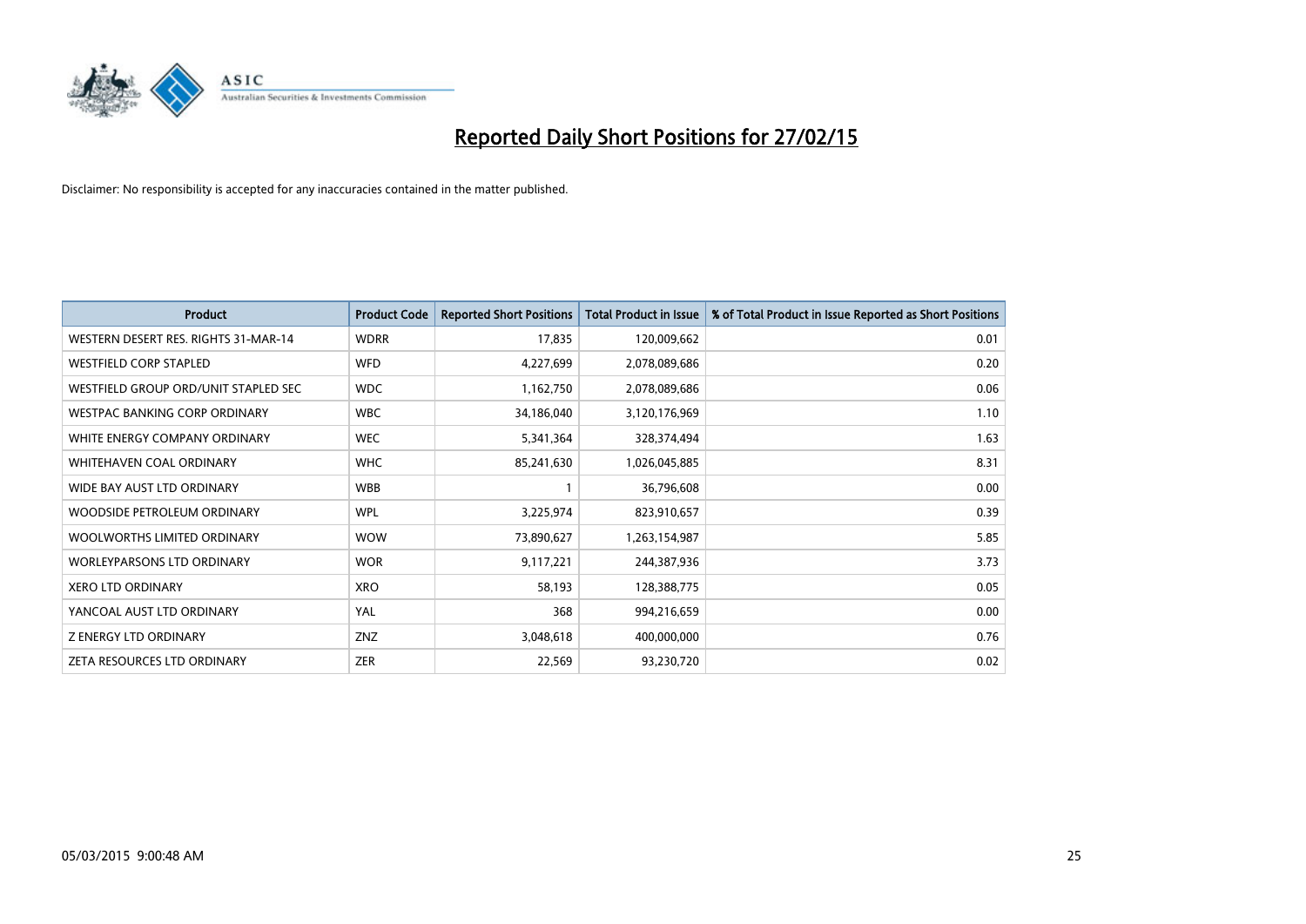# Reported Daily Short Positions for 27/02/15

Disclaimer: No responsibility is accepted for any inaccuracies contained in the matter published.

| Product | Product Code | Reported Short Positions | Total Product in Issue | % of Total Product in Issue Reported as Short Positions |
|---|---|---|---|---|
| WESTERN DESERT RES. RIGHTS 31-MAR-14 | WDRR | 17,835 | 120,009,662 | 0.01 |
| WESTFIELD CORP STAPLED | WFD | 4,227,699 | 2,078,089,686 | 0.20 |
| WESTFIELD GROUP ORD/UNIT STAPLED SEC | WDC | 1,162,750 | 2,078,089,686 | 0.06 |
| WESTPAC BANKING CORP ORDINARY | WBC | 34,186,040 | 3,120,176,969 | 1.10 |
| WHITE ENERGY COMPANY ORDINARY | WEC | 5,341,364 | 328,374,494 | 1.63 |
| WHITEHAVEN COAL ORDINARY | WHC | 85,241,630 | 1,026,045,885 | 8.31 |
| WIDE BAY AUST LTD ORDINARY | WBB | 1 | 36,796,608 | 0.00 |
| WOODSIDE PETROLEUM ORDINARY | WPL | 3,225,974 | 823,910,657 | 0.39 |
| WOOLWORTHS LIMITED ORDINARY | WOW | 73,890,627 | 1,263,154,987 | 5.85 |
| WORLEYPARSONS LTD ORDINARY | WOR | 9,117,221 | 244,387,936 | 3.73 |
| XERO LTD ORDINARY | XRO | 58,193 | 128,388,775 | 0.05 |
| YANCOAL AUST LTD ORDINARY | YAL | 368 | 994,216,659 | 0.00 |
| Z ENERGY LTD ORDINARY | ZNZ | 3,048,618 | 400,000,000 | 0.76 |
| ZETA RESOURCES LTD ORDINARY | ZER | 22,569 | 93,230,720 | 0.02 |